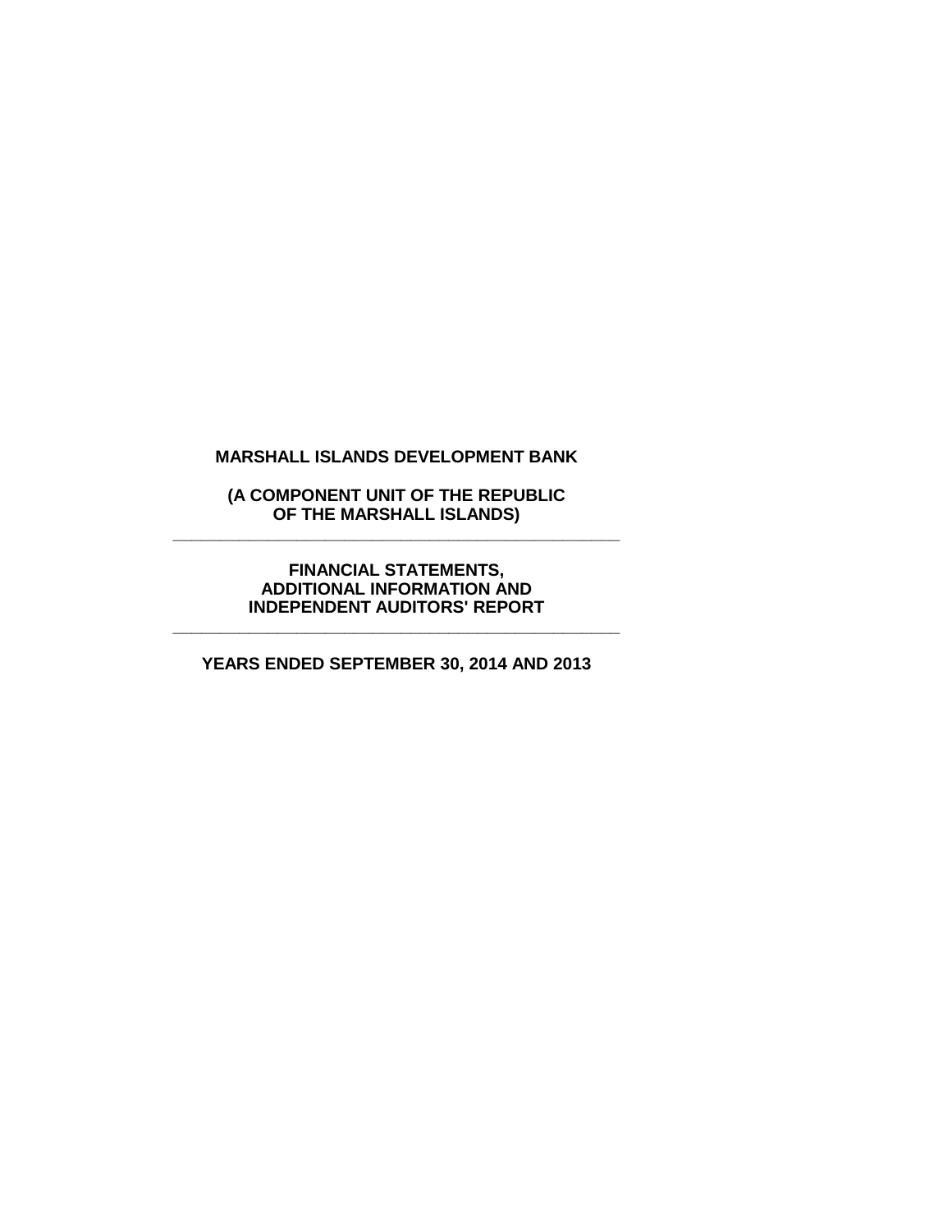# MARSHALL ISLANDS DEVELOPMENT BANK

**(A COMPONENT UNIT OF THE REPUBLIC OF THE MARSHALL ISLANDS)**

---

**FINANCIAL STATEMENTS, ADDITIONAL INFORMATION AND INDEPENDENT AUDITORS' REPORT**

---

**YEARS ENDED SEPTEMBER 30, 2014 AND 2013**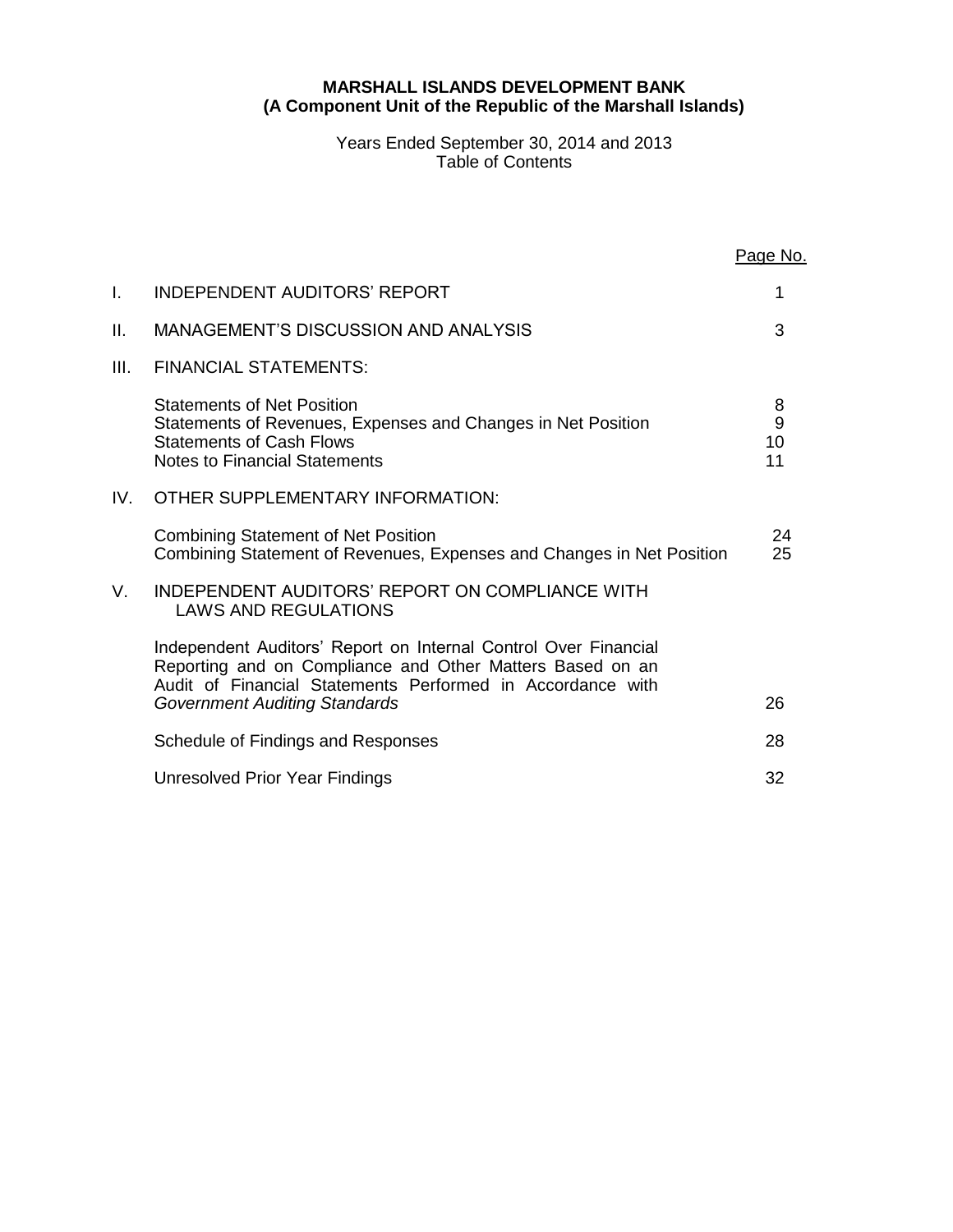**MARSHALL ISLANDS DEVELOPMENT BANK**
**(A Component Unit of the Republic of the Marshall Islands)**

Years Ended September 30, 2014 and 2013
Table of Contents

| | | Page No. |
|---|---|---|
| I. | INDEPENDENT AUDITORS' REPORT | 1 |
| II. | MANAGEMENT'S DISCUSSION AND ANALYSIS | 3 |
| III. | FINANCIAL STATEMENTS: | |
| | Statements of Net Position | 8 |
| | Statements of Revenues, Expenses and Changes in Net Position | 9 |
| | Statements of Cash Flows | 10 |
| | Notes to Financial Statements | 11 |
| IV. | OTHER SUPPLEMENTARY INFORMATION: | |
| | Combining Statement of Net Position | 24 |
| | Combining Statement of Revenues, Expenses and Changes in Net Position | 25 |
| V. | INDEPENDENT AUDITORS' REPORT ON COMPLIANCE WITH LAWS AND REGULATIONS | |
| | Independent Auditors' Report on Internal Control Over Financial Reporting and on Compliance and Other Matters Based on an Audit of Financial Statements Performed in Accordance with *Government Auditing Standards* | 26 |
| | Schedule of Findings and Responses | 28 |
| | Unresolved Prior Year Findings | 32 |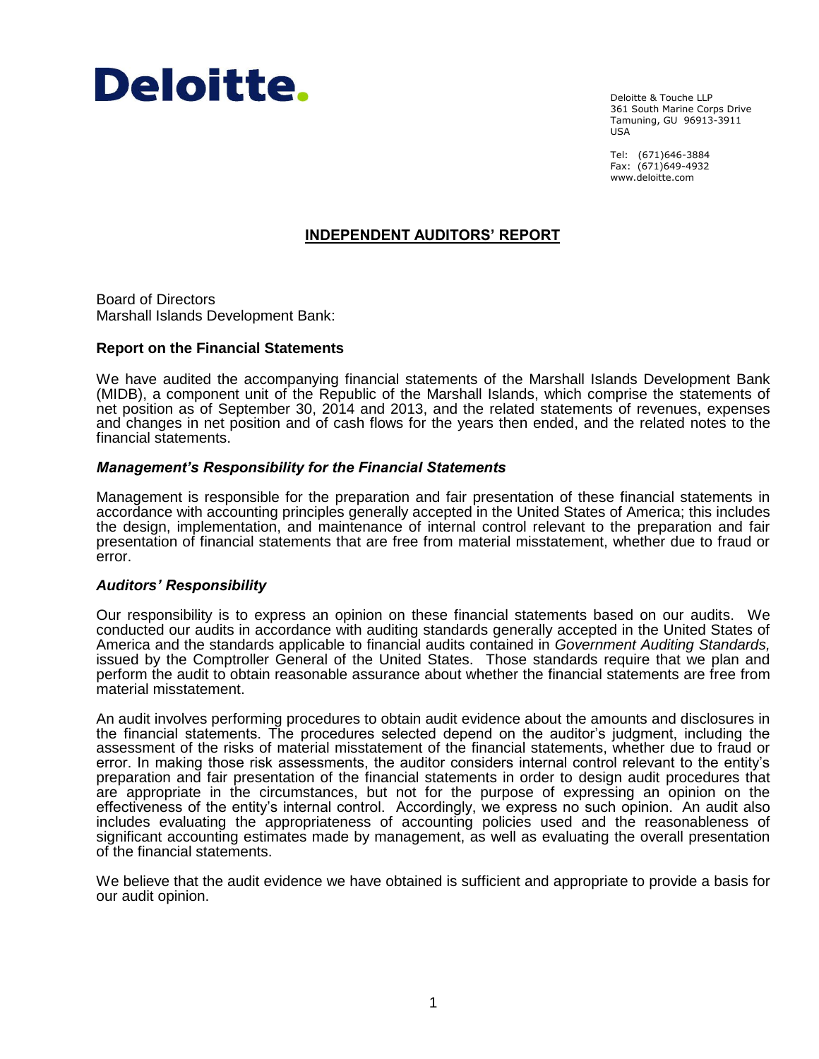Deloitte.

Deloitte & Touche LLP
361 South Marine Corps Drive
Tamuning, GU 96913-3911
USA

Tel: (671)646-3884
Fax: (671)649-4932
www.deloitte.com

# INDEPENDENT AUDITORS' REPORT

Board of Directors
Marshall Islands Development Bank:

## Report on the Financial Statements

We have audited the accompanying financial statements of the Marshall Islands Development Bank (MIDB), a component unit of the Republic of the Marshall Islands, which comprise the statements of net position as of September 30, 2014 and 2013, and the related statements of revenues, expenses and changes in net position and of cash flows for the years then ended, and the related notes to the financial statements.

### *Management's Responsibility for the Financial Statements*

Management is responsible for the preparation and fair presentation of these financial statements in accordance with accounting principles generally accepted in the United States of America; this includes the design, implementation, and maintenance of internal control relevant to the preparation and fair presentation of financial statements that are free from material misstatement, whether due to fraud or error.

### *Auditors' Responsibility*

Our responsibility is to express an opinion on these financial statements based on our audits. We conducted our audits in accordance with auditing standards generally accepted in the United States of America and the standards applicable to financial audits contained in *Government Auditing Standards,* issued by the Comptroller General of the United States. Those standards require that we plan and perform the audit to obtain reasonable assurance about whether the financial statements are free from material misstatement.

An audit involves performing procedures to obtain audit evidence about the amounts and disclosures in the financial statements. The procedures selected depend on the auditor's judgment, including the assessment of the risks of material misstatement of the financial statements, whether due to fraud or error. In making those risk assessments, the auditor considers internal control relevant to the entity's preparation and fair presentation of the financial statements in order to design audit procedures that are appropriate in the circumstances, but not for the purpose of expressing an opinion on the effectiveness of the entity's internal control. Accordingly, we express no such opinion. An audit also includes evaluating the appropriateness of accounting policies used and the reasonableness of significant accounting estimates made by management, as well as evaluating the overall presentation of the financial statements.

We believe that the audit evidence we have obtained is sufficient and appropriate to provide a basis for our audit opinion.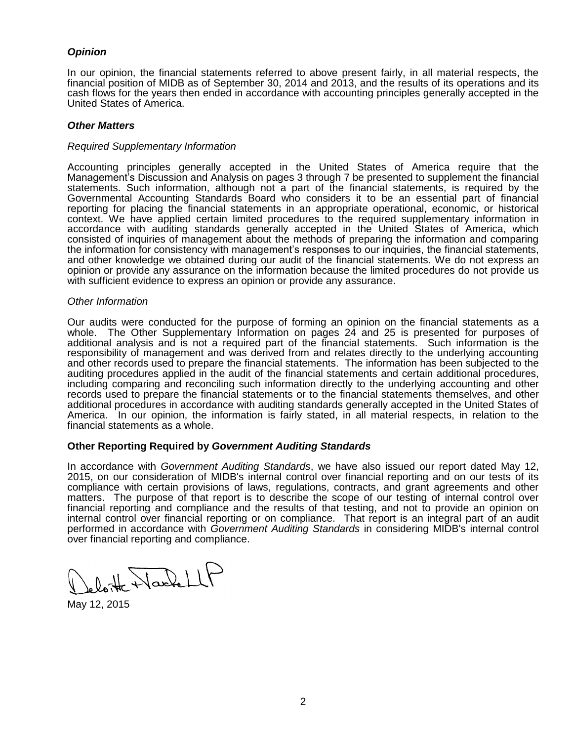### *Opinion*

In our opinion, the financial statements referred to above present fairly, in all material respects, the financial position of MIDB as of September 30, 2014 and 2013, and the results of its operations and its cash flows for the years then ended in accordance with accounting principles generally accepted in the United States of America.

### *Other Matters*

*Required Supplementary Information*

Accounting principles generally accepted in the United States of America require that the Management's Discussion and Analysis on pages 3 through 7 be presented to supplement the financial statements. Such information, although not a part of the financial statements, is required by the Governmental Accounting Standards Board who considers it to be an essential part of financial reporting for placing the financial statements in an appropriate operational, economic, or historical context. We have applied certain limited procedures to the required supplementary information in accordance with auditing standards generally accepted in the United States of America, which consisted of inquiries of management about the methods of preparing the information and comparing the information for consistency with management's responses to our inquiries, the financial statements, and other knowledge we obtained during our audit of the financial statements. We do not express an opinion or provide any assurance on the information because the limited procedures do not provide us with sufficient evidence to express an opinion or provide any assurance.

*Other Information*

Our audits were conducted for the purpose of forming an opinion on the financial statements as a whole. The Other Supplementary Information on pages 24 and 25 is presented for purposes of additional analysis and is not a required part of the financial statements. Such information is the responsibility of management and was derived from and relates directly to the underlying accounting and other records used to prepare the financial statements. The information has been subjected to the auditing procedures applied in the audit of the financial statements and certain additional procedures, including comparing and reconciling such information directly to the underlying accounting and other records used to prepare the financial statements or to the financial statements themselves, and other additional procedures in accordance with auditing standards generally accepted in the United States of America. In our opinion, the information is fairly stated, in all material respects, in relation to the financial statements as a whole.

### Other Reporting Required by *Government Auditing Standards*

In accordance with *Government Auditing Standards*, we have also issued our report dated May 12, 2015, on our consideration of MIDB's internal control over financial reporting and on our tests of its compliance with certain provisions of laws, regulations, contracts, and grant agreements and other matters. The purpose of that report is to describe the scope of our testing of internal control over financial reporting and compliance and the results of that testing, and not to provide an opinion on internal control over financial reporting or on compliance. That report is an integral part of an audit performed in accordance with *Government Auditing Standards* in considering MIDB's internal control over financial reporting and compliance.

Deloitte & Touche LLP

May 12, 2015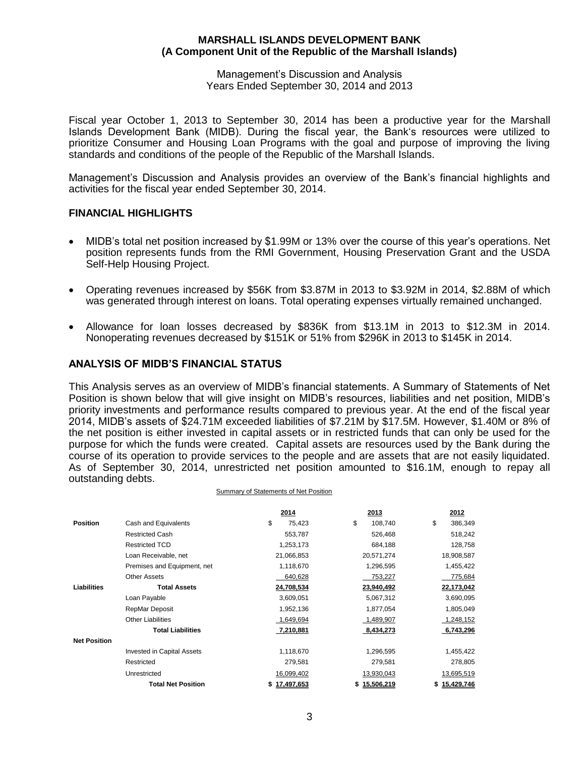**MARSHALL ISLANDS DEVELOPMENT BANK**
**(A Component Unit of the Republic of the Marshall Islands)**

Management's Discussion and Analysis
Years Ended September 30, 2014 and 2013

Fiscal year October 1, 2013 to September 30, 2014 has been a productive year for the Marshall Islands Development Bank (MIDB). During the fiscal year, the Bank's resources were utilized to prioritize Consumer and Housing Loan Programs with the goal and purpose of improving the living standards and conditions of the people of the Republic of the Marshall Islands.

Management's Discussion and Analysis provides an overview of the Bank's financial highlights and activities for the fiscal year ended September 30, 2014.

## FINANCIAL HIGHLIGHTS

- MIDB's total net position increased by $1.99M or 13% over the course of this year's operations. Net position represents funds from the RMI Government, Housing Preservation Grant and the USDA Self-Help Housing Project.
- Operating revenues increased by $56K from $3.87M in 2013 to $3.92M in 2014, $2.88M of which was generated through interest on loans. Total operating expenses virtually remained unchanged.
- Allowance for loan losses decreased by $836K from $13.1M in 2013 to $12.3M in 2014. Nonoperating revenues decreased by $151K or 51% from $296K in 2013 to $145K in 2014.

## ANALYSIS OF MIDB'S FINANCIAL STATUS

This Analysis serves as an overview of MIDB's financial statements. A Summary of Statements of Net Position is shown below that will give insight on MIDB's resources, liabilities and net position, MIDB's priority investments and performance results compared to previous year. At the end of the fiscal year 2014, MIDB's assets of $24.71M exceeded liabilities of $7.21M by $17.5M. However, $1.40M or 8% of the net position is either invested in capital assets or in restricted funds that can only be used for the purpose for which the funds were created. Capital assets are resources used by the Bank during the course of its operation to provide services to the people and are assets that are not easily liquidated. As of September 30, 2014, unrestricted net position amounted to $16.1M, enough to repay all outstanding debts.

Summary of Statements of Net Position

| | | 2014 | 2013 | 2012 |
|---|---|---|---|---|
| **Position** | Cash and Equivalents | $ 75,423 | $ 108,740 | $ 386,349 |
| | Restricted Cash | 553,787 | 526,468 | 518,242 |
| | Restricted TCD | 1,253,173 | 684,188 | 128,758 |
| | Loan Receivable, net | 21,066,853 | 20,571,274 | 18,908,587 |
| | Premises and Equipment, net | 1,118,670 | 1,296,595 | 1,455,422 |
| | Other Assets | 640,628 | 753,227 | 775,684 |
| **Liabilities** | **Total Assets** | **24,708,534** | **23,940,492** | **22,173,042** |
| | Loan Payable | 3,609,051 | 5,067,312 | 3,690,095 |
| | RepMar Deposit | 1,952,136 | 1,877,054 | 1,805,049 |
| | Other Liabilities | 1,649,694 | 1,489,907 | 1,248,152 |
| | **Total Liabilities** | **7,210,881** | **8,434,273** | **6,743,296** |
| **Net Position** | | | | |
| | Invested in Capital Assets | 1,118,670 | 1,296,595 | 1,455,422 |
| | Restricted | 279,581 | 279,581 | 278,805 |
| | Unrestricted | 16,099,402 | 13,930,043 | 13,695,519 |
| | **Total Net Position** | **$ 17,497,653** | **$ 15,506,219** | **$ 15,429,746** |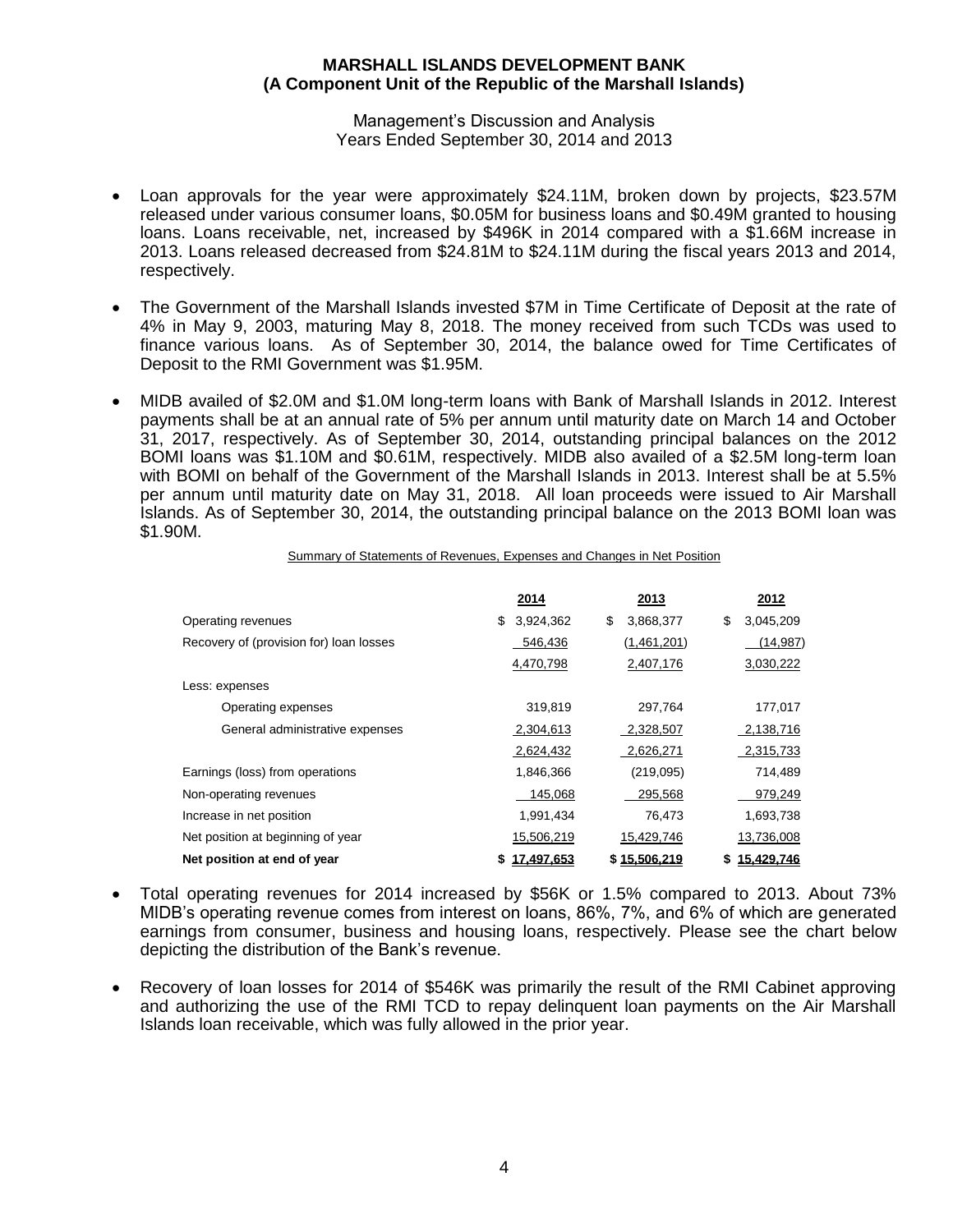**MARSHALL ISLANDS DEVELOPMENT BANK**
**(A Component Unit of the Republic of the Marshall Islands)**

Management's Discussion and Analysis
Years Ended September 30, 2014 and 2013

- Loan approvals for the year were approximately \$24.11M, broken down by projects, \$23.57M released under various consumer loans, \$0.05M for business loans and \$0.49M granted to housing loans. Loans receivable, net, increased by \$496K in 2014 compared with a \$1.66M increase in 2013. Loans released decreased from \$24.81M to \$24.11M during the fiscal years 2013 and 2014, respectively.

- The Government of the Marshall Islands invested \$7M in Time Certificate of Deposit at the rate of 4% in May 9, 2003, maturing May 8, 2018. The money received from such TCDs was used to finance various loans. As of September 30, 2014, the balance owed for Time Certificates of Deposit to the RMI Government was \$1.95M.

- MIDB availed of \$2.0M and \$1.0M long-term loans with Bank of Marshall Islands in 2012. Interest payments shall be at an annual rate of 5% per annum until maturity date on March 14 and October 31, 2017, respectively. As of September 30, 2014, outstanding principal balances on the 2012 BOMI loans was \$1.10M and \$0.61M, respectively. MIDB also availed of a \$2.5M long-term loan with BOMI on behalf of the Government of the Marshall Islands in 2013. Interest shall be at 5.5% per annum until maturity date on May 31, 2018. All loan proceeds were issued to Air Marshall Islands. As of September 30, 2014, the outstanding principal balance on the 2013 BOMI loan was \$1.90M.

Summary of Statements of Revenues, Expenses and Changes in Net Position

| | 2014 | 2013 | 2012 |
|---|---|---|---|
| Operating revenues | \$ 3,924,362 | \$ 3,868,377 | \$ 3,045,209 |
| Recovery of (provision for) loan losses | 546,436 | (1,461,201) | (14,987) |
| | 4,470,798 | 2,407,176 | 3,030,222 |
| Less: expenses | | | |
| Operating expenses | 319,819 | 297,764 | 177,017 |
| General administrative expenses | 2,304,613 | 2,328,507 | 2,138,716 |
| | 2,624,432 | 2,626,271 | 2,315,733 |
| Earnings (loss) from operations | 1,846,366 | (219,095) | 714,489 |
| Non-operating revenues | 145,068 | 295,568 | 979,249 |
| Increase in net position | 1,991,434 | 76,473 | 1,693,738 |
| Net position at beginning of year | 15,506,219 | 15,429,746 | 13,736,008 |
| **Net position at end of year** | **\$ 17,497,653** | **\$ 15,506,219** | **\$ 15,429,746** |

- Total operating revenues for 2014 increased by \$56K or 1.5% compared to 2013. About 73% MIDB's operating revenue comes from interest on loans, 86%, 7%, and 6% of which are generated earnings from consumer, business and housing loans, respectively. Please see the chart below depicting the distribution of the Bank's revenue.

- Recovery of loan losses for 2014 of \$546K was primarily the result of the RMI Cabinet approving and authorizing the use of the RMI TCD to repay delinquent loan payments on the Air Marshall Islands loan receivable, which was fully allowed in the prior year.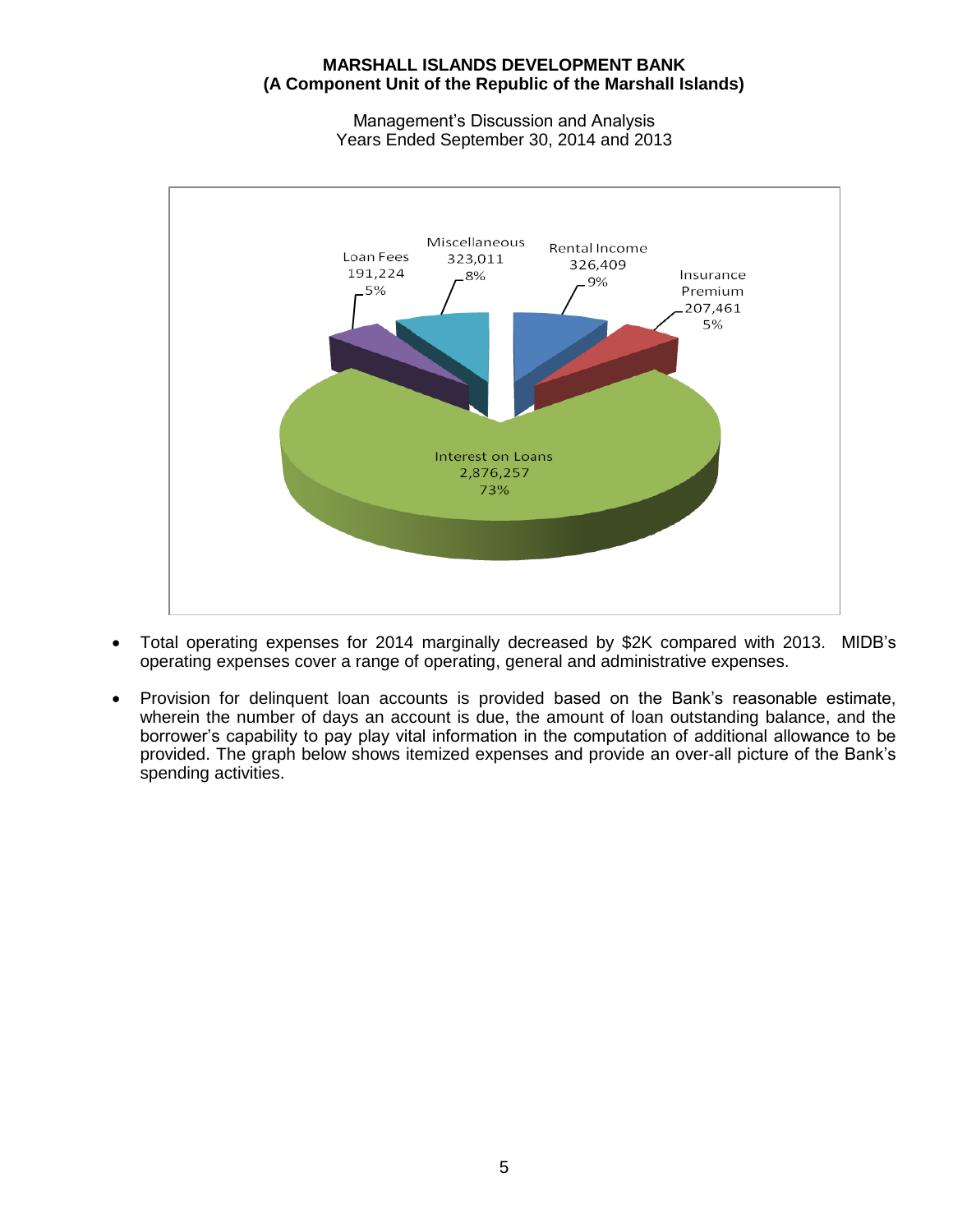Interest on Loans 2,876,257 73%

Loan Fees 191,224 5%

Miscellaneous 323,011 8%

Rental Income 326,409 9%

Insurance Premium 207,461 5%

- Total operating expenses for 2014 marginally decreased by $2K compared with 2013. MIDB's operating expenses cover a range of operating, general and administrative expenses.
- Provision for delinquent loan accounts is provided based on the Bank's reasonable estimate, wherein the number of days an account is due, the amount of loan outstanding balance, and the borrower's capability to pay play vital information in the computation of additional allowance to be provided. The graph below shows itemized expenses and provide an over-all picture of the Bank's spending activities.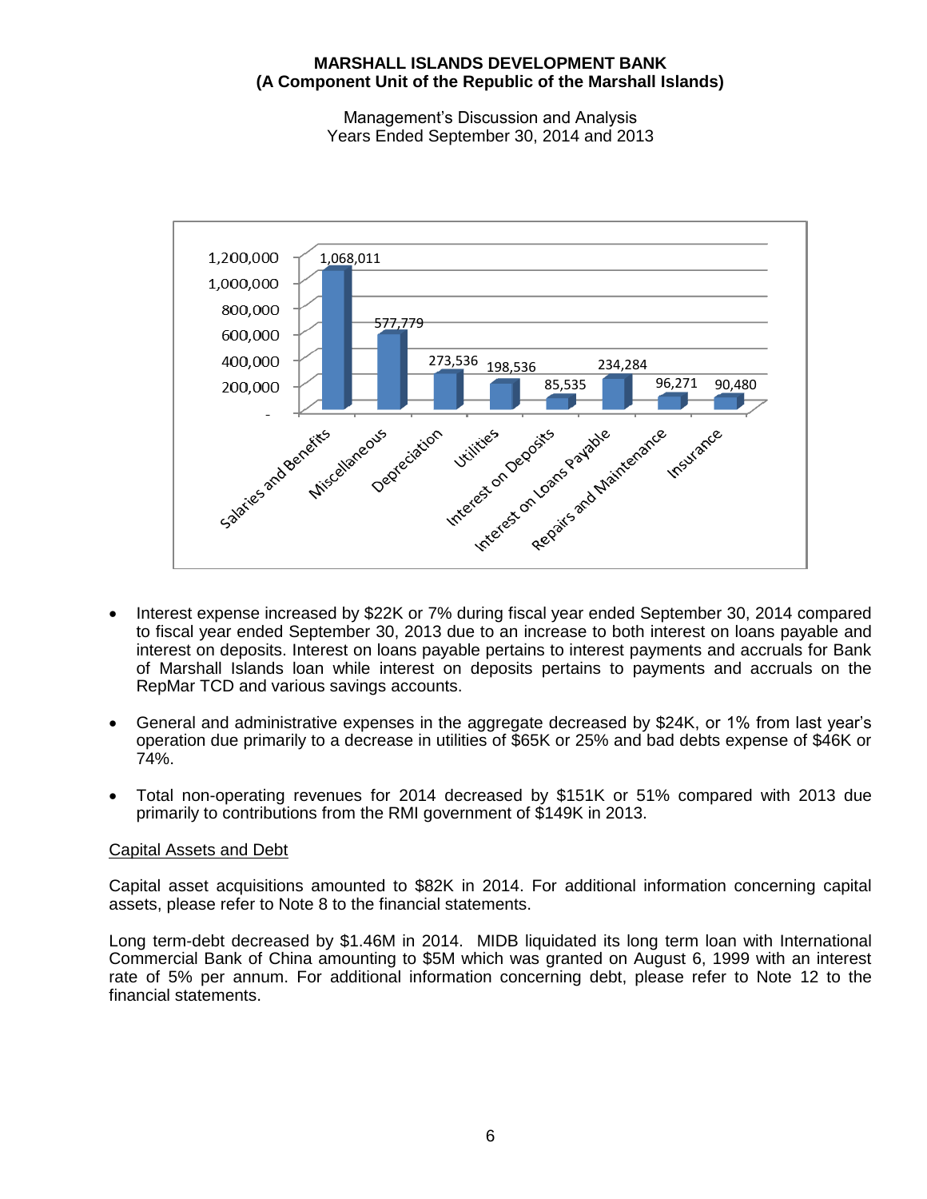| Category | Amount |
|---|---|
| Salaries and Benefits | 1,068,011 |
| Miscellaneous | 577,779 |
| Depreciation | 273,536 |
| Utilities | 198,536 |
| Interest on Deposits | 85,535 |
| Interest on Loans Payable | 234,284 |
| Repairs and Maintenance | 96,271 |
| Insurance | 90,480 |

- Interest expense increased by $22K or 7% during fiscal year ended September 30, 2014 compared to fiscal year ended September 30, 2013 due to an increase to both interest on loans payable and interest on deposits. Interest on loans payable pertains to interest payments and accruals for Bank of Marshall Islands loan while interest on deposits pertains to payments and accruals on the RepMar TCD and various savings accounts.

- General and administrative expenses in the aggregate decreased by $24K, or 1% from last year's operation due primarily to a decrease in utilities of $65K or 25% and bad debts expense of $46K or 74%.

- Total non-operating revenues for 2014 decreased by $151K or 51% compared with 2013 due primarily to contributions from the RMI government of $149K in 2013.

Capital Assets and Debt

Capital asset acquisitions amounted to $82K in 2014. For additional information concerning capital assets, please refer to Note 8 to the financial statements.

Long term-debt decreased by $1.46M in 2014. MIDB liquidated its long term loan with International Commercial Bank of China amounting to $5M which was granted on August 6, 1999 with an interest rate of 5% per annum. For additional information concerning debt, please refer to Note 12 to the financial statements.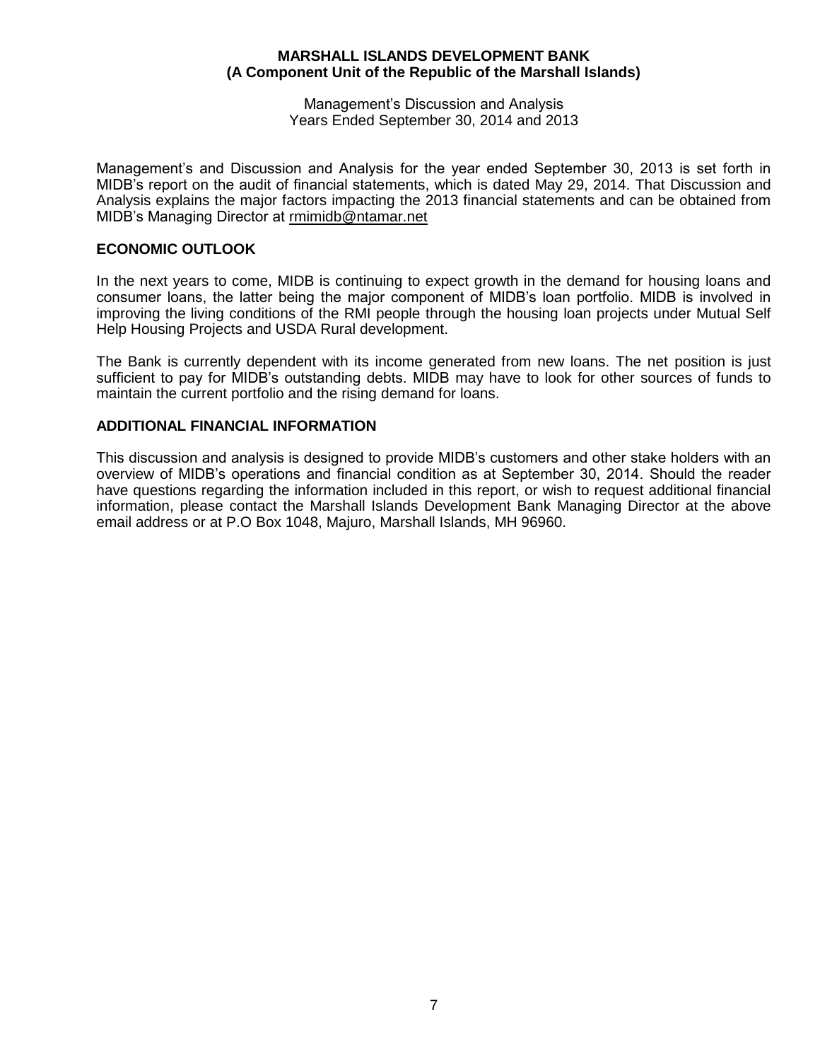Management's and Discussion and Analysis for the year ended September 30, 2013 is set forth in MIDB's report on the audit of financial statements, which is dated May 29, 2014. That Discussion and Analysis explains the major factors impacting the 2013 financial statements and can be obtained from MIDB's Managing Director at rmimidb@ntamar.net

## ECONOMIC OUTLOOK

In the next years to come, MIDB is continuing to expect growth in the demand for housing loans and consumer loans, the latter being the major component of MIDB's loan portfolio. MIDB is involved in improving the living conditions of the RMI people through the housing loan projects under Mutual Self Help Housing Projects and USDA Rural development.

The Bank is currently dependent with its income generated from new loans. The net position is just sufficient to pay for MIDB's outstanding debts. MIDB may have to look for other sources of funds to maintain the current portfolio and the rising demand for loans.

## ADDITIONAL FINANCIAL INFORMATION

This discussion and analysis is designed to provide MIDB's customers and other stake holders with an overview of MIDB's operations and financial condition as at September 30, 2014. Should the reader have questions regarding the information included in this report, or wish to request additional financial information, please contact the Marshall Islands Development Bank Managing Director at the above email address or at P.O Box 1048, Majuro, Marshall Islands, MH 96960.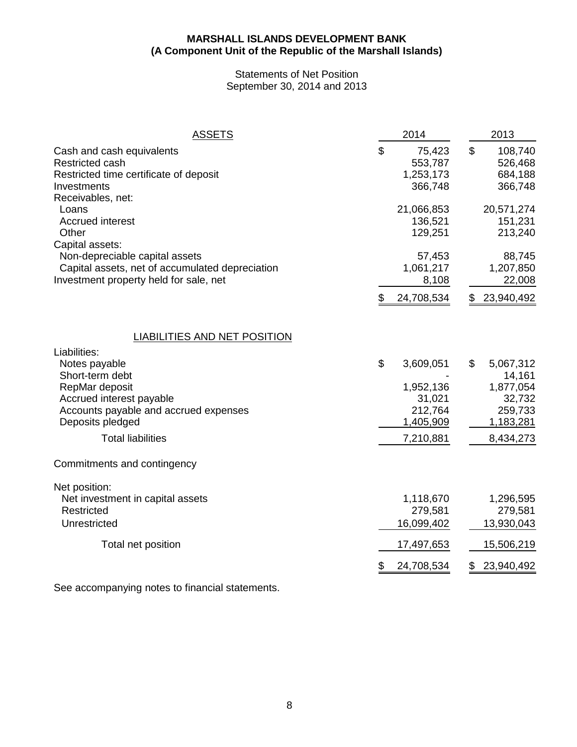**MARSHALL ISLANDS DEVELOPMENT BANK**
**(A Component Unit of the Republic of the Marshall Islands)**

Statements of Net Position
September 30, 2014 and 2013

| ASSETS | 2014 | 2013 |
|---|---|---|
| Cash and cash equivalents | $ 75,423 | $ 108,740 |
| Restricted cash | 553,787 | 526,468 |
| Restricted time certificate of deposit | 1,253,173 | 684,188 |
| Investments | 366,748 | 366,748 |
| Receivables, net: | | |
| Loans | 21,066,853 | 20,571,274 |
| Accrued interest | 136,521 | 151,231 |
| Other | 129,251 | 213,240 |
| Capital assets: | | |
| Non-depreciable capital assets | 57,453 | 88,745 |
| Capital assets, net of accumulated depreciation | 1,061,217 | 1,207,850 |
| Investment property held for sale, net | 8,108 | 22,008 |
| | $ 24,708,534 | $ 23,940,492 |

| LIABILITIES AND NET POSITION | 2014 | 2013 |
|---|---|---|
| Liabilities: | | |
| Notes payable | $ 3,609,051 | $ 5,067,312 |
| Short-term debt | - | 14,161 |
| RepMar deposit | 1,952,136 | 1,877,054 |
| Accrued interest payable | 31,021 | 32,732 |
| Accounts payable and accrued expenses | 212,764 | 259,733 |
| Deposits pledged | 1,405,909 | 1,183,281 |
| Total liabilities | 7,210,881 | 8,434,273 |
| Commitments and contingency | | |
| Net position: | | |
| Net investment in capital assets | 1,118,670 | 1,296,595 |
| Restricted | 279,581 | 279,581 |
| Unrestricted | 16,099,402 | 13,930,043 |
| Total net position | 17,497,653 | 15,506,219 |
| | $ 24,708,534 | $ 23,940,492 |

See accompanying notes to financial statements.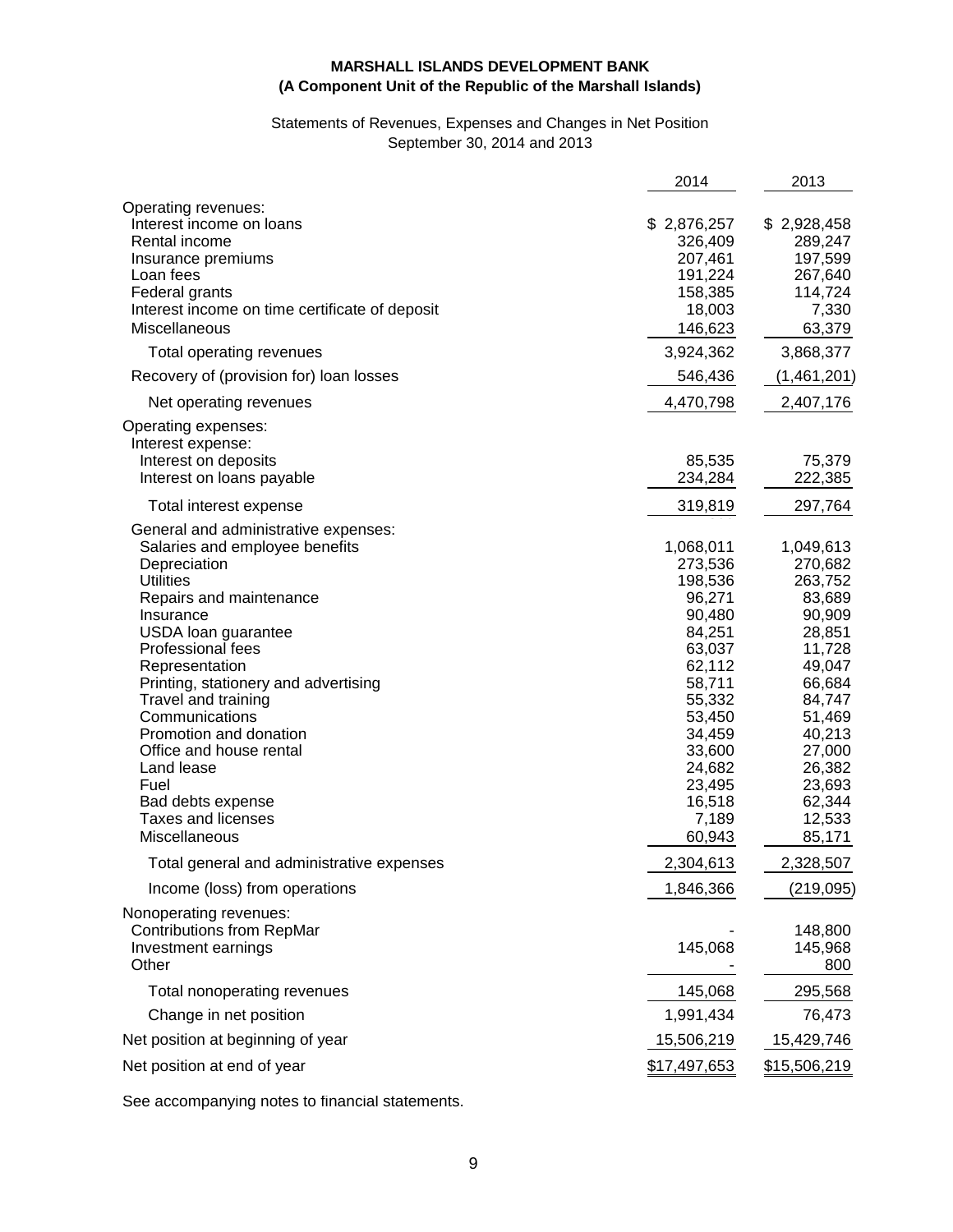**MARSHALL ISLANDS DEVELOPMENT BANK**
**(A Component Unit of the Republic of the Marshall Islands)**

Statements of Revenues, Expenses and Changes in Net Position
September 30, 2014 and 2013

| | 2014 | 2013 |
|---|---|---|
| Operating revenues: | | |
| Interest income on loans | $ 2,876,257 | $ 2,928,458 |
| Rental income | 326,409 | 289,247 |
| Insurance premiums | 207,461 | 197,599 |
| Loan fees | 191,224 | 267,640 |
| Federal grants | 158,385 | 114,724 |
| Interest income on time certificate of deposit | 18,003 | 7,330 |
| Miscellaneous | 146,623 | 63,379 |
| Total operating revenues | 3,924,362 | 3,868,377 |
| Recovery of (provision for) loan losses | 546,436 | (1,461,201) |
| Net operating revenues | 4,470,798 | 2,407,176 |
| Operating expenses: | | |
| Interest expense: | | |
| Interest on deposits | 85,535 | 75,379 |
| Interest on loans payable | 234,284 | 222,385 |
| Total interest expense | 319,819 | 297,764 |
| General and administrative expenses: | | |
| Salaries and employee benefits | 1,068,011 | 1,049,613 |
| Depreciation | 273,536 | 270,682 |
| Utilities | 198,536 | 263,752 |
| Repairs and maintenance | 96,271 | 83,689 |
| Insurance | 90,480 | 90,909 |
| USDA loan guarantee | 84,251 | 28,851 |
| Professional fees | 63,037 | 11,728 |
| Representation | 62,112 | 49,047 |
| Printing, stationery and advertising | 58,711 | 66,684 |
| Travel and training | 55,332 | 84,747 |
| Communications | 53,450 | 51,469 |
| Promotion and donation | 34,459 | 40,213 |
| Office and house rental | 33,600 | 27,000 |
| Land lease | 24,682 | 26,382 |
| Fuel | 23,495 | 23,693 |
| Bad debts expense | 16,518 | 62,344 |
| Taxes and licenses | 7,189 | 12,533 |
| Miscellaneous | 60,943 | 85,171 |
| Total general and administrative expenses | 2,304,613 | 2,328,507 |
| Income (loss) from operations | 1,846,366 | (219,095) |
| Nonoperating revenues: | | |
| Contributions from RepMar | - | 148,800 |
| Investment earnings | 145,068 | 145,968 |
| Other | - | 800 |
| Total nonoperating revenues | 145,068 | 295,568 |
| Change in net position | 1,991,434 | 76,473 |
| Net position at beginning of year | 15,506,219 | 15,429,746 |
| Net position at end of year | $17,497,653 | $15,506,219 |

See accompanying notes to financial statements.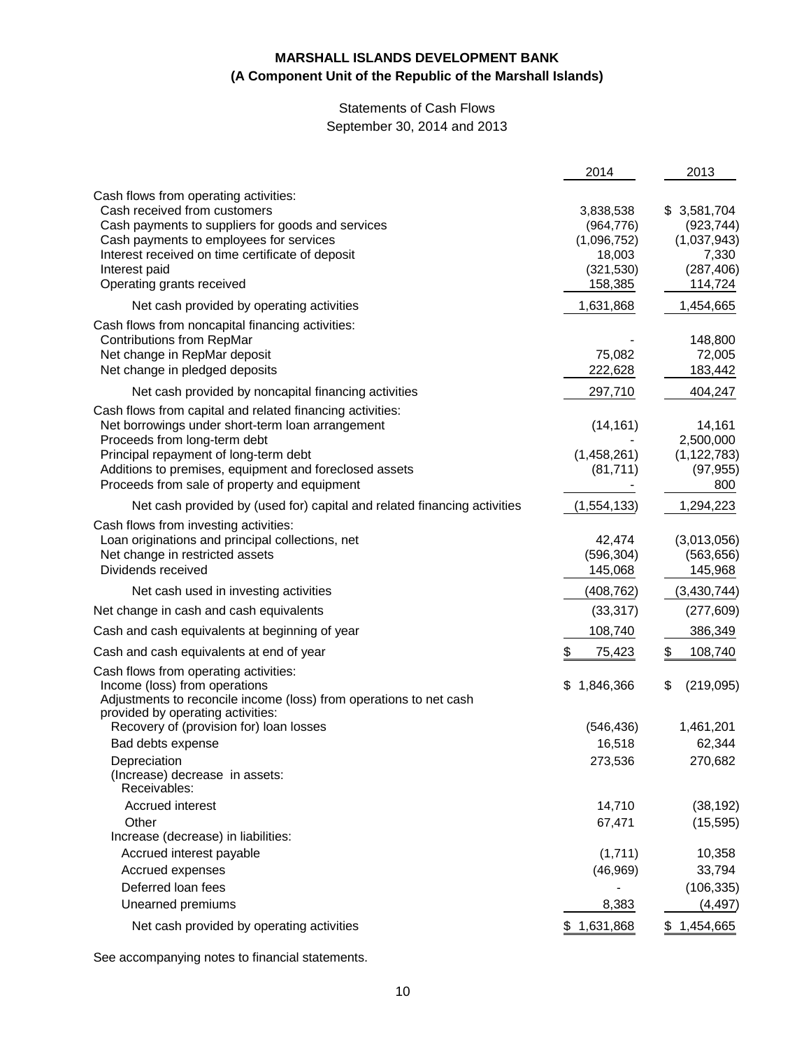**MARSHALL ISLANDS DEVELOPMENT BANK**
**(A Component Unit of the Republic of the Marshall Islands)**

Statements of Cash Flows
September 30, 2014 and 2013

| | 2014 | 2013 |
|---|---|---|
| Cash flows from operating activities: | | |
| Cash received from customers | 3,838,538 | $ 3,581,704 |
| Cash payments to suppliers for goods and services | (964,776) | (923,744) |
| Cash payments to employees for services | (1,096,752) | (1,037,943) |
| Interest received on time certificate of deposit | 18,003 | 7,330 |
| Interest paid | (321,530) | (287,406) |
| Operating grants received | 158,385 | 114,724 |
| Net cash provided by operating activities | 1,631,868 | 1,454,665 |
| Cash flows from noncapital financing activities: | | |
| Contributions from RepMar | - | 148,800 |
| Net change in RepMar deposit | 75,082 | 72,005 |
| Net change in pledged deposits | 222,628 | 183,442 |
| Net cash provided by noncapital financing activities | 297,710 | 404,247 |
| Cash flows from capital and related financing activities: | | |
| Net borrowings under short-term loan arrangement | (14,161) | 14,161 |
| Proceeds from long-term debt | - | 2,500,000 |
| Principal repayment of long-term debt | (1,458,261) | (1,122,783) |
| Additions to premises, equipment and foreclosed assets | (81,711) | (97,955) |
| Proceeds from sale of property and equipment | - | 800 |
| Net cash provided by (used for) capital and related financing activities | (1,554,133) | 1,294,223 |
| Cash flows from investing activities: | | |
| Loan originations and principal collections, net | 42,474 | (3,013,056) |
| Net change in restricted assets | (596,304) | (563,656) |
| Dividends received | 145,068 | 145,968 |
| Net cash used in investing activities | (408,762) | (3,430,744) |
| Net change in cash and cash equivalents | (33,317) | (277,609) |
| Cash and cash equivalents at beginning of year | 108,740 | 386,349 |
| Cash and cash equivalents at end of year | $ 75,423 | $ 108,740 |
| Cash flows from operating activities: | | |
| Income (loss) from operations | $ 1,846,366 | $ (219,095) |
| Adjustments to reconcile income (loss) from operations to net cash provided by operating activities: | | |
| Recovery of (provision for) loan losses | (546,436) | 1,461,201 |
| Bad debts expense | 16,518 | 62,344 |
| Depreciation | 273,536 | 270,682 |
| (Increase) decrease in assets: | | |
| Receivables: | | |
| Accrued interest | 14,710 | (38,192) |
| Other | 67,471 | (15,595) |
| Increase (decrease) in liabilities: | | |
| Accrued interest payable | (1,711) | 10,358 |
| Accrued expenses | (46,969) | 33,794 |
| Deferred loan fees | - | (106,335) |
| Unearned premiums | 8,383 | (4,497) |
| Net cash provided by operating activities | $ 1,631,868 | $ 1,454,665 |

See accompanying notes to financial statements.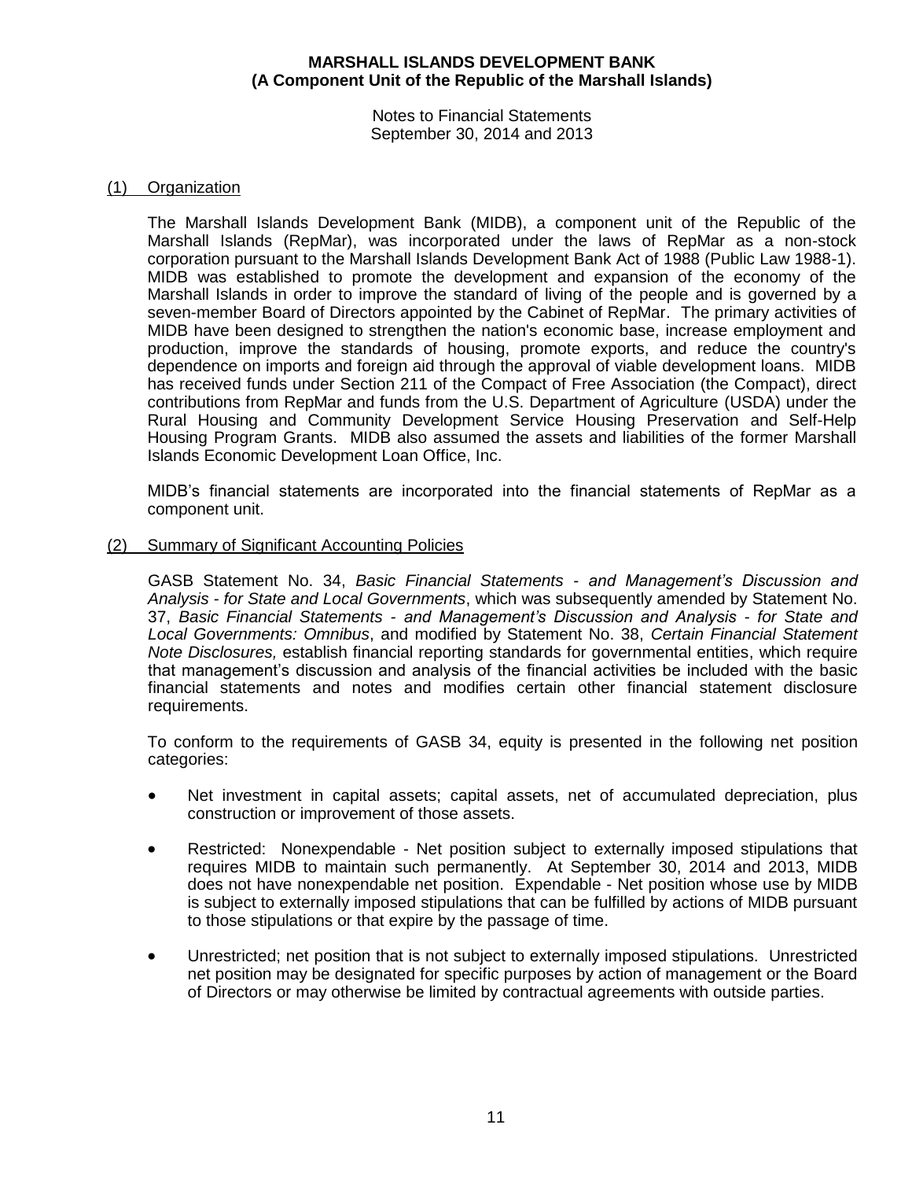**MARSHALL ISLANDS DEVELOPMENT BANK**
**(A Component Unit of the Republic of the Marshall Islands)**

Notes to Financial Statements
September 30, 2014 and 2013

## (1) Organization

The Marshall Islands Development Bank (MIDB), a component unit of the Republic of the Marshall Islands (RepMar), was incorporated under the laws of RepMar as a non-stock corporation pursuant to the Marshall Islands Development Bank Act of 1988 (Public Law 1988-1). MIDB was established to promote the development and expansion of the economy of the Marshall Islands in order to improve the standard of living of the people and is governed by a seven-member Board of Directors appointed by the Cabinet of RepMar. The primary activities of MIDB have been designed to strengthen the nation's economic base, increase employment and production, improve the standards of housing, promote exports, and reduce the country's dependence on imports and foreign aid through the approval of viable development loans. MIDB has received funds under Section 211 of the Compact of Free Association (the Compact), direct contributions from RepMar and funds from the U.S. Department of Agriculture (USDA) under the Rural Housing and Community Development Service Housing Preservation and Self-Help Housing Program Grants. MIDB also assumed the assets and liabilities of the former Marshall Islands Economic Development Loan Office, Inc.

MIDB's financial statements are incorporated into the financial statements of RepMar as a component unit.

## (2) Summary of Significant Accounting Policies

GASB Statement No. 34, *Basic Financial Statements - and Management's Discussion and Analysis - for State and Local Governments*, which was subsequently amended by Statement No. 37, *Basic Financial Statements - and Management's Discussion and Analysis - for State and Local Governments: Omnibus*, and modified by Statement No. 38, *Certain Financial Statement Note Disclosures,* establish financial reporting standards for governmental entities, which require that management's discussion and analysis of the financial activities be included with the basic financial statements and notes and modifies certain other financial statement disclosure requirements.

To conform to the requirements of GASB 34, equity is presented in the following net position categories:

- Net investment in capital assets; capital assets, net of accumulated depreciation, plus construction or improvement of those assets.
- Restricted: Nonexpendable - Net position subject to externally imposed stipulations that requires MIDB to maintain such permanently. At September 30, 2014 and 2013, MIDB does not have nonexpendable net position. Expendable - Net position whose use by MIDB is subject to externally imposed stipulations that can be fulfilled by actions of MIDB pursuant to those stipulations or that expire by the passage of time.
- Unrestricted; net position that is not subject to externally imposed stipulations. Unrestricted net position may be designated for specific purposes by action of management or the Board of Directors or may otherwise be limited by contractual agreements with outside parties.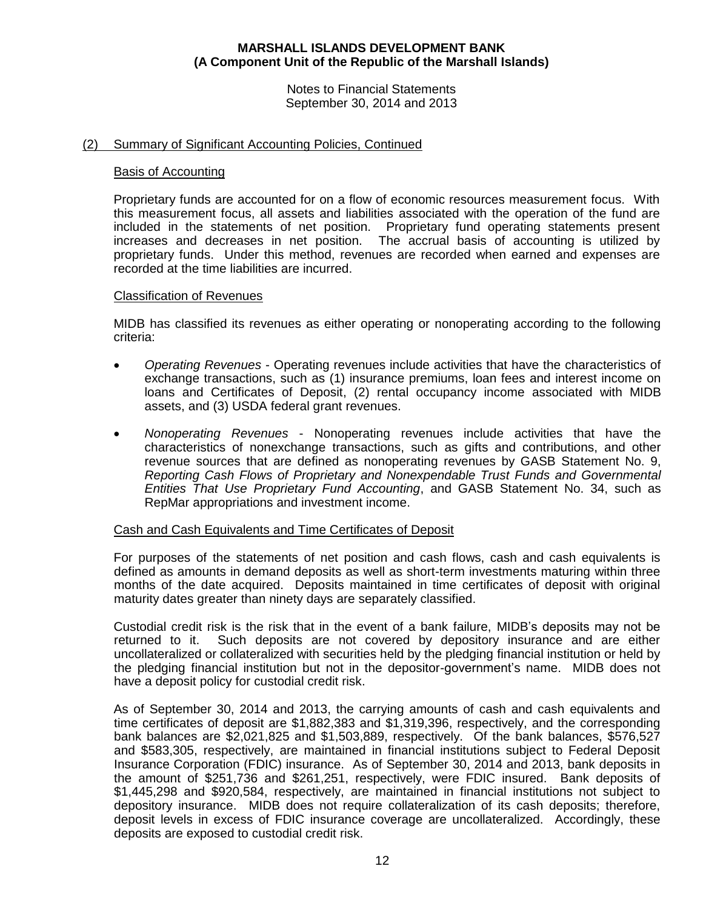## (2) Summary of Significant Accounting Policies, Continued

### Basis of Accounting

Proprietary funds are accounted for on a flow of economic resources measurement focus. With this measurement focus, all assets and liabilities associated with the operation of the fund are included in the statements of net position. Proprietary fund operating statements present increases and decreases in net position. The accrual basis of accounting is utilized by proprietary funds. Under this method, revenues are recorded when earned and expenses are recorded at the time liabilities are incurred.

### Classification of Revenues

MIDB has classified its revenues as either operating or nonoperating according to the following criteria:

- *Operating Revenues* - Operating revenues include activities that have the characteristics of exchange transactions, such as (1) insurance premiums, loan fees and interest income on loans and Certificates of Deposit, (2) rental occupancy income associated with MIDB assets, and (3) USDA federal grant revenues.

- *Nonoperating Revenues* - Nonoperating revenues include activities that have the characteristics of nonexchange transactions, such as gifts and contributions, and other revenue sources that are defined as nonoperating revenues by GASB Statement No. 9, *Reporting Cash Flows of Proprietary and Nonexpendable Trust Funds and Governmental Entities That Use Proprietary Fund Accounting*, and GASB Statement No. 34, such as RepMar appropriations and investment income.

### Cash and Cash Equivalents and Time Certificates of Deposit

For purposes of the statements of net position and cash flows, cash and cash equivalents is defined as amounts in demand deposits as well as short-term investments maturing within three months of the date acquired. Deposits maintained in time certificates of deposit with original maturity dates greater than ninety days are separately classified.

Custodial credit risk is the risk that in the event of a bank failure, MIDB's deposits may not be returned to it. Such deposits are not covered by depository insurance and are either uncollateralized or collateralized with securities held by the pledging financial institution or held by the pledging financial institution but not in the depositor-government's name. MIDB does not have a deposit policy for custodial credit risk.

As of September 30, 2014 and 2013, the carrying amounts of cash and cash equivalents and time certificates of deposit are $1,882,383 and $1,319,396, respectively, and the corresponding bank balances are $2,021,825 and $1,503,889, respectively. Of the bank balances, $576,527 and $583,305, respectively, are maintained in financial institutions subject to Federal Deposit Insurance Corporation (FDIC) insurance. As of September 30, 2014 and 2013, bank deposits in the amount of $251,736 and $261,251, respectively, were FDIC insured. Bank deposits of $1,445,298 and $920,584, respectively, are maintained in financial institutions not subject to depository insurance. MIDB does not require collateralization of its cash deposits; therefore, deposit levels in excess of FDIC insurance coverage are uncollateralized. Accordingly, these deposits are exposed to custodial credit risk.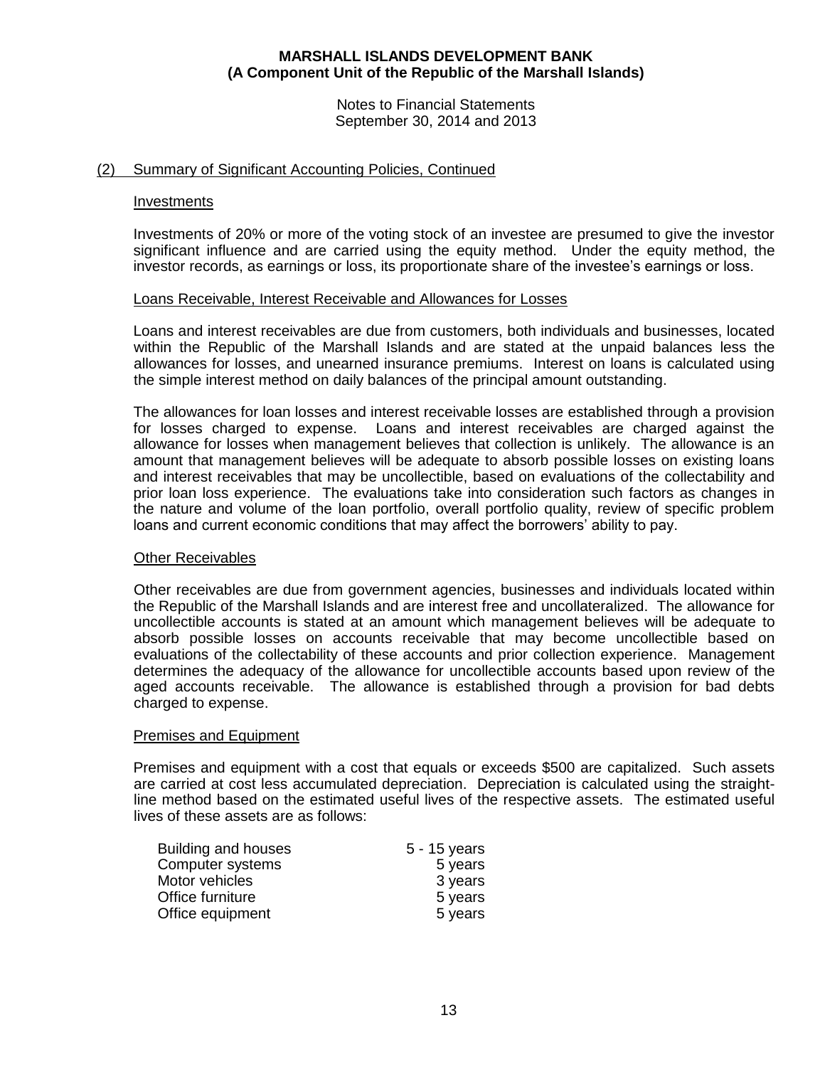## (2) Summary of Significant Accounting Policies, Continued

### Investments

Investments of 20% or more of the voting stock of an investee are presumed to give the investor significant influence and are carried using the equity method. Under the equity method, the investor records, as earnings or loss, its proportionate share of the investee's earnings or loss.

### Loans Receivable, Interest Receivable and Allowances for Losses

Loans and interest receivables are due from customers, both individuals and businesses, located within the Republic of the Marshall Islands and are stated at the unpaid balances less the allowances for losses, and unearned insurance premiums. Interest on loans is calculated using the simple interest method on daily balances of the principal amount outstanding.

The allowances for loan losses and interest receivable losses are established through a provision for losses charged to expense. Loans and interest receivables are charged against the allowance for losses when management believes that collection is unlikely. The allowance is an amount that management believes will be adequate to absorb possible losses on existing loans and interest receivables that may be uncollectible, based on evaluations of the collectability and prior loan loss experience. The evaluations take into consideration such factors as changes in the nature and volume of the loan portfolio, overall portfolio quality, review of specific problem loans and current economic conditions that may affect the borrowers' ability to pay.

### Other Receivables

Other receivables are due from government agencies, businesses and individuals located within the Republic of the Marshall Islands and are interest free and uncollateralized. The allowance for uncollectible accounts is stated at an amount which management believes will be adequate to absorb possible losses on accounts receivable that may become uncollectible based on evaluations of the collectability of these accounts and prior collection experience. Management determines the adequacy of the allowance for uncollectible accounts based upon review of the aged accounts receivable. The allowance is established through a provision for bad debts charged to expense.

### Premises and Equipment

Premises and equipment with a cost that equals or exceeds $500 are capitalized. Such assets are carried at cost less accumulated depreciation. Depreciation is calculated using the straight-line method based on the estimated useful lives of the respective assets. The estimated useful lives of these assets are as follows:

| Asset | Estimated useful life |
|---|---|
| Building and houses | 5 - 15 years |
| Computer systems | 5 years |
| Motor vehicles | 3 years |
| Office furniture | 5 years |
| Office equipment | 5 years |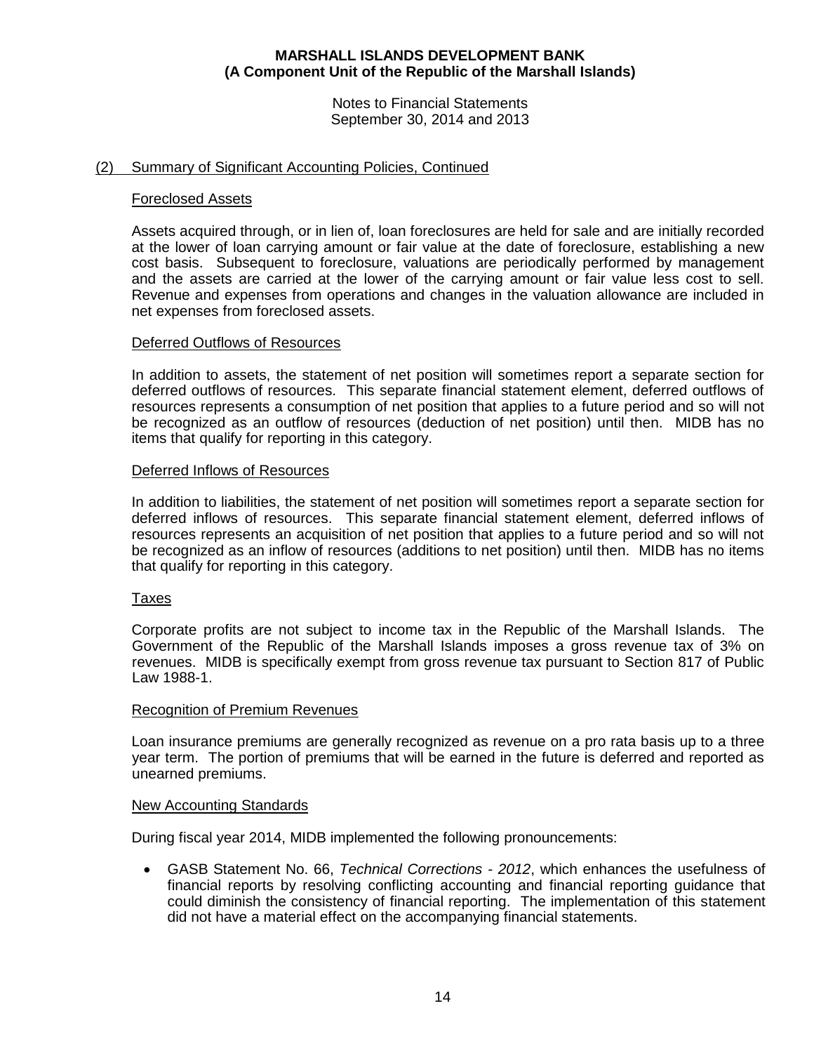# MARSHALL ISLANDS DEVELOPMENT BANK
## (A Component Unit of the Republic of the Marshall Islands)

Notes to Financial Statements
September 30, 2014 and 2013

## (2) Summary of Significant Accounting Policies, Continued

### Foreclosed Assets

Assets acquired through, or in lien of, loan foreclosures are held for sale and are initially recorded at the lower of loan carrying amount or fair value at the date of foreclosure, establishing a new cost basis. Subsequent to foreclosure, valuations are periodically performed by management and the assets are carried at the lower of the carrying amount or fair value less cost to sell. Revenue and expenses from operations and changes in the valuation allowance are included in net expenses from foreclosed assets.

### Deferred Outflows of Resources

In addition to assets, the statement of net position will sometimes report a separate section for deferred outflows of resources. This separate financial statement element, deferred outflows of resources represents a consumption of net position that applies to a future period and so will not be recognized as an outflow of resources (deduction of net position) until then. MIDB has no items that qualify for reporting in this category.

### Deferred Inflows of Resources

In addition to liabilities, the statement of net position will sometimes report a separate section for deferred inflows of resources. This separate financial statement element, deferred inflows of resources represents an acquisition of net position that applies to a future period and so will not be recognized as an inflow of resources (additions to net position) until then. MIDB has no items that qualify for reporting in this category.

### Taxes

Corporate profits are not subject to income tax in the Republic of the Marshall Islands. The Government of the Republic of the Marshall Islands imposes a gross revenue tax of 3% on revenues. MIDB is specifically exempt from gross revenue tax pursuant to Section 817 of Public Law 1988-1.

### Recognition of Premium Revenues

Loan insurance premiums are generally recognized as revenue on a pro rata basis up to a three year term. The portion of premiums that will be earned in the future is deferred and reported as unearned premiums.

### New Accounting Standards

During fiscal year 2014, MIDB implemented the following pronouncements:

- GASB Statement No. 66, *Technical Corrections - 2012*, which enhances the usefulness of financial reports by resolving conflicting accounting and financial reporting guidance that could diminish the consistency of financial reporting. The implementation of this statement did not have a material effect on the accompanying financial statements.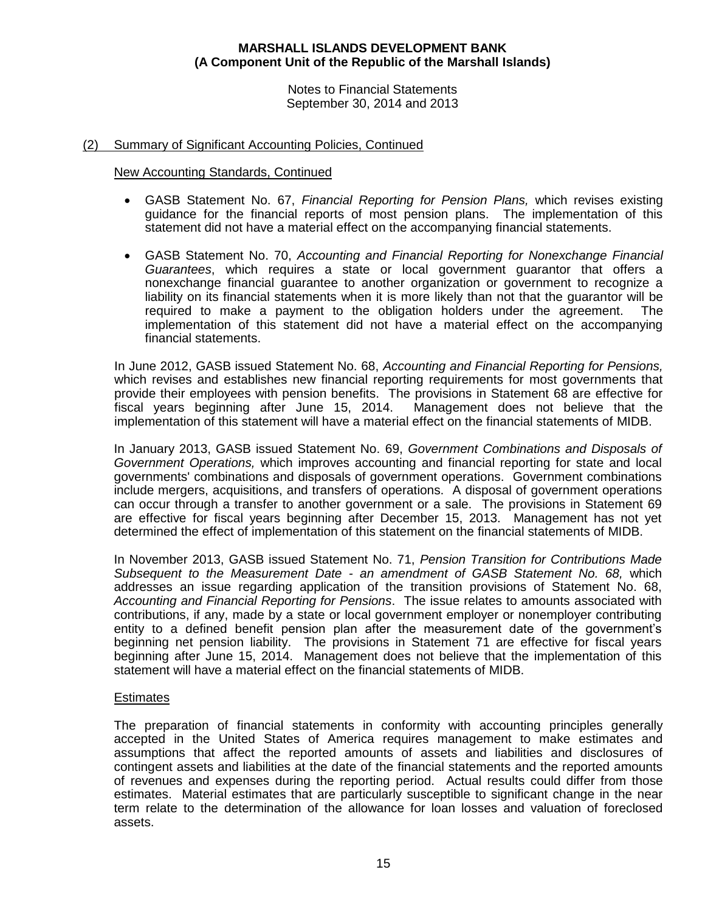## (2) Summary of Significant Accounting Policies, Continued

### New Accounting Standards, Continued

- GASB Statement No. 67, *Financial Reporting for Pension Plans,* which revises existing guidance for the financial reports of most pension plans. The implementation of this statement did not have a material effect on the accompanying financial statements.

- GASB Statement No. 70, *Accounting and Financial Reporting for Nonexchange Financial Guarantees*, which requires a state or local government guarantor that offers a nonexchange financial guarantee to another organization or government to recognize a liability on its financial statements when it is more likely than not that the guarantor will be required to make a payment to the obligation holders under the agreement. The implementation of this statement did not have a material effect on the accompanying financial statements.

In June 2012, GASB issued Statement No. 68, *Accounting and Financial Reporting for Pensions,* which revises and establishes new financial reporting requirements for most governments that provide their employees with pension benefits. The provisions in Statement 68 are effective for fiscal years beginning after June 15, 2014. Management does not believe that the implementation of this statement will have a material effect on the financial statements of MIDB.

In January 2013, GASB issued Statement No. 69, *Government Combinations and Disposals of Government Operations,* which improves accounting and financial reporting for state and local governments' combinations and disposals of government operations. Government combinations include mergers, acquisitions, and transfers of operations. A disposal of government operations can occur through a transfer to another government or a sale. The provisions in Statement 69 are effective for fiscal years beginning after December 15, 2013. Management has not yet determined the effect of implementation of this statement on the financial statements of MIDB.

In November 2013, GASB issued Statement No. 71, *Pension Transition for Contributions Made Subsequent to the Measurement Date - an amendment of GASB Statement No. 68,* which addresses an issue regarding application of the transition provisions of Statement No. 68, *Accounting and Financial Reporting for Pensions*. The issue relates to amounts associated with contributions, if any, made by a state or local government employer or nonemployer contributing entity to a defined benefit pension plan after the measurement date of the government's beginning net pension liability. The provisions in Statement 71 are effective for fiscal years beginning after June 15, 2014. Management does not believe that the implementation of this statement will have a material effect on the financial statements of MIDB.

### Estimates

The preparation of financial statements in conformity with accounting principles generally accepted in the United States of America requires management to make estimates and assumptions that affect the reported amounts of assets and liabilities and disclosures of contingent assets and liabilities at the date of the financial statements and the reported amounts of revenues and expenses during the reporting period. Actual results could differ from those estimates. Material estimates that are particularly susceptible to significant change in the near term relate to the determination of the allowance for loan losses and valuation of foreclosed assets.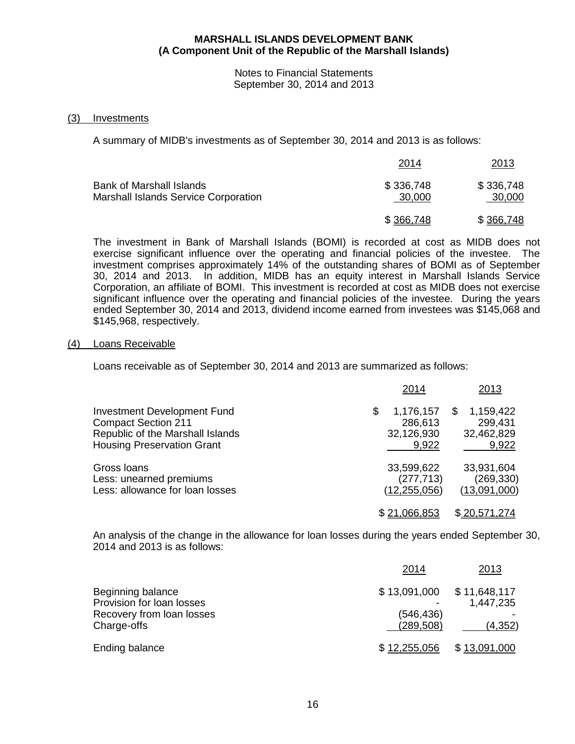**MARSHALL ISLANDS DEVELOPMENT BANK**
**(A Component Unit of the Republic of the Marshall Islands)**

Notes to Financial Statements
September 30, 2014 and 2013

## (3) Investments

A summary of MIDB's investments as of September 30, 2014 and 2013 is as follows:

| | 2014 | 2013 |
|---|---|---|
| Bank of Marshall Islands | $ 336,748 | $ 336,748 |
| Marshall Islands Service Corporation | 30,000 | 30,000 |
| | $ 366,748 | $ 366,748 |

The investment in Bank of Marshall Islands (BOMI) is recorded at cost as MIDB does not exercise significant influence over the operating and financial policies of the investee. The investment comprises approximately 14% of the outstanding shares of BOMI as of September 30, 2014 and 2013. In addition, MIDB has an equity interest in Marshall Islands Service Corporation, an affiliate of BOMI. This investment is recorded at cost as MIDB does not exercise significant influence over the operating and financial policies of the investee. During the years ended September 30, 2014 and 2013, dividend income earned from investees was $145,068 and $145,968, respectively.

## (4) Loans Receivable

Loans receivable as of September 30, 2014 and 2013 are summarized as follows:

| | 2014 | 2013 |
|---|---|---|
| Investment Development Fund | $ 1,176,157 | $ 1,159,422 |
| Compact Section 211 | 286,613 | 299,431 |
| Republic of the Marshall Islands | 32,126,930 | 32,462,829 |
| Housing Preservation Grant | 9,922 | 9,922 |
| Gross loans | 33,599,622 | 33,931,604 |
| Less: unearned premiums | (277,713) | (269,330) |
| Less: allowance for loan losses | (12,255,056) | (13,091,000) |
| | $ 21,066,853 | $ 20,571,274 |

An analysis of the change in the allowance for loan losses during the years ended September 30, 2014 and 2013 is as follows:

| | 2014 | 2013 |
|---|---|---|
| Beginning balance | $ 13,091,000 | $ 11,648,117 |
| Provision for loan losses | - | 1,447,235 |
| Recovery from loan losses | (546,436) | - |
| Charge-offs | (289,508) | (4,352) |
| Ending balance | $ 12,255,056 | $ 13,091,000 |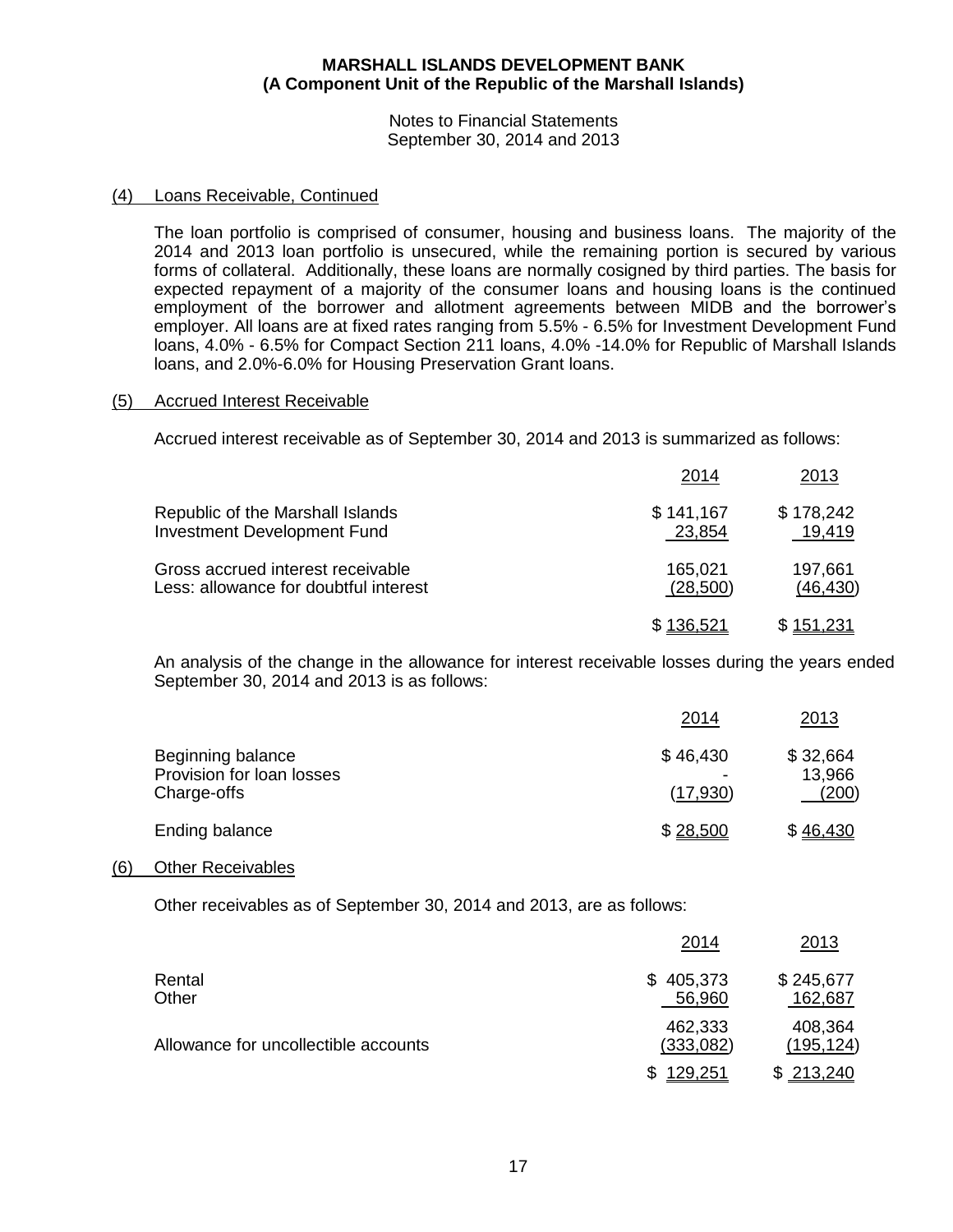**MARSHALL ISLANDS DEVELOPMENT BANK**
**(A Component Unit of the Republic of the Marshall Islands)**

Notes to Financial Statements
September 30, 2014 and 2013

## (4) Loans Receivable, Continued

The loan portfolio is comprised of consumer, housing and business loans. The majority of the 2014 and 2013 loan portfolio is unsecured, while the remaining portion is secured by various forms of collateral. Additionally, these loans are normally cosigned by third parties. The basis for expected repayment of a majority of the consumer loans and housing loans is the continued employment of the borrower and allotment agreements between MIDB and the borrower's employer. All loans are at fixed rates ranging from 5.5% - 6.5% for Investment Development Fund loans, 4.0% - 6.5% for Compact Section 211 loans, 4.0% -14.0% for Republic of Marshall Islands loans, and 2.0%-6.0% for Housing Preservation Grant loans.

## (5) Accrued Interest Receivable

Accrued interest receivable as of September 30, 2014 and 2013 is summarized as follows:

| | 2014 | 2013 |
|---|---|---|
| Republic of the Marshall Islands | $ 141,167 | $ 178,242 |
| Investment Development Fund | 23,854 | 19,419 |
| Gross accrued interest receivable | 165,021 | 197,661 |
| Less: allowance for doubtful interest | (28,500) | (46,430) |
| | $ 136,521 | $ 151,231 |

An analysis of the change in the allowance for interest receivable losses during the years ended September 30, 2014 and 2013 is as follows:

| | 2014 | 2013 |
|---|---|---|
| Beginning balance | $ 46,430 | $ 32,664 |
| Provision for loan losses | - | 13,966 |
| Charge-offs | (17,930) | (200) |
| Ending balance | $ 28,500 | $ 46,430 |

## (6) Other Receivables

Other receivables as of September 30, 2014 and 2013, are as follows:

| | 2014 | 2013 |
|---|---|---|
| Rental | $ 405,373 | $ 245,677 |
| Other | 56,960 | 162,687 |
| | 462,333 | 408,364 |
| Allowance for uncollectible accounts | (333,082) | (195,124) |
| | $ 129,251 | $ 213,240 |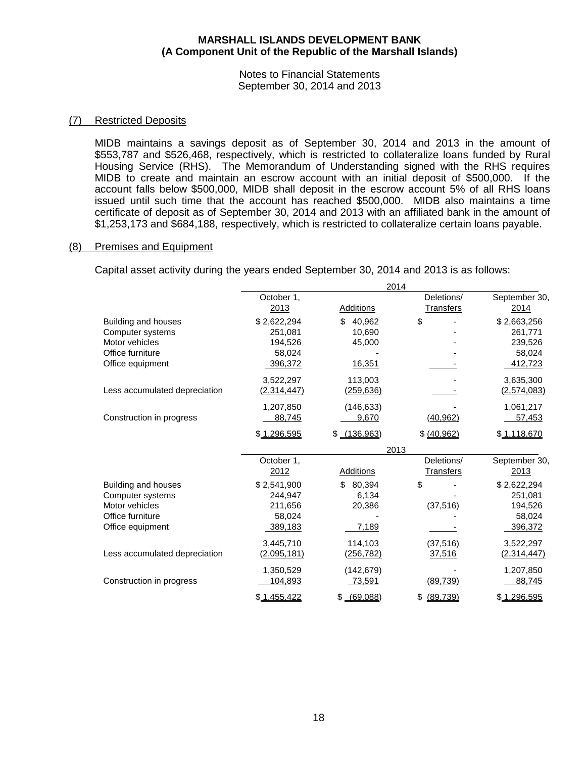**MARSHALL ISLANDS DEVELOPMENT BANK**
**(A Component Unit of the Republic of the Marshall Islands)**

Notes to Financial Statements
September 30, 2014 and 2013

## (7) Restricted Deposits

MIDB maintains a savings deposit as of September 30, 2014 and 2013 in the amount of \$553,787 and \$526,468, respectively, which is restricted to collateralize loans funded by Rural Housing Service (RHS). The Memorandum of Understanding signed with the RHS requires MIDB to create and maintain an escrow account with an initial deposit of \$500,000. If the account falls below \$500,000, MIDB shall deposit in the escrow account 5% of all RHS loans issued until such time that the account has reached \$500,000. MIDB also maintains a time certificate of deposit as of September 30, 2014 and 2013 with an affiliated bank in the amount of \$1,253,173 and \$684,188, respectively, which is restricted to collateralize certain loans payable.

## (8) Premises and Equipment

Capital asset activity during the years ended September 30, 2014 and 2013 is as follows:

| | 2014 | | | |
|---|---|---|---|---|
| | October 1, 2013 | Additions | Deletions/ Transfers | September 30, 2014 |
| Building and houses | \$ 2,622,294 | \$ 40,962 | \$ - | \$ 2,663,256 |
| Computer systems | 251,081 | 10,690 | - | 261,771 |
| Motor vehicles | 194,526 | 45,000 | - | 239,526 |
| Office furniture | 58,024 | - | - | 58,024 |
| Office equipment | 396,372 | 16,351 | - | 412,723 |
| | 3,522,297 | 113,003 | - | 3,635,300 |
| Less accumulated depreciation | (2,314,447) | (259,636) | - | (2,574,083) |
| | 1,207,850 | (146,633) | - | 1,061,217 |
| Construction in progress | 88,745 | 9,670 | (40,962) | 57,453 |
| | \$ 1,296,595 | \$ (136,963) | \$ (40,962) | \$ 1,118,670 |

| | 2013 | | | |
|---|---|---|---|---|
| | October 1, 2012 | Additions | Deletions/ Transfers | September 30, 2013 |
| Building and houses | \$ 2,541,900 | \$ 80,394 | \$ - | \$ 2,622,294 |
| Computer systems | 244,947 | 6,134 | - | 251,081 |
| Motor vehicles | 211,656 | 20,386 | (37,516) | 194,526 |
| Office furniture | 58,024 | - | - | 58,024 |
| Office equipment | 389,183 | 7,189 | - | 396,372 |
| | 3,445,710 | 114,103 | (37,516) | 3,522,297 |
| Less accumulated depreciation | (2,095,181) | (256,782) | 37,516 | (2,314,447) |
| | 1,350,529 | (142,679) | - | 1,207,850 |
| Construction in progress | 104,893 | 73,591 | (89,739) | 88,745 |
| | \$ 1,455,422 | \$ (69,088) | \$ (89,739) | \$ 1,296,595 |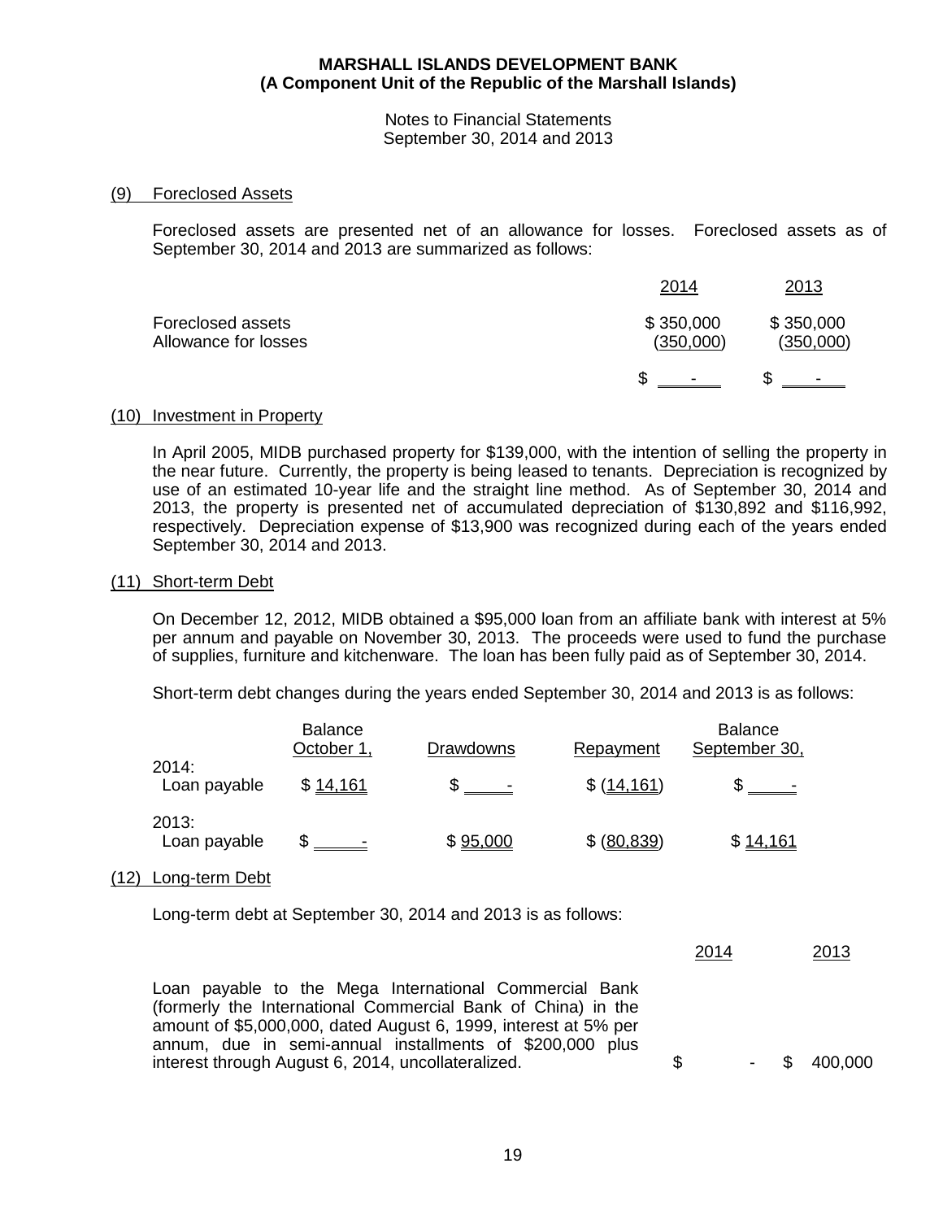**MARSHALL ISLANDS DEVELOPMENT BANK**
**(A Component Unit of the Republic of the Marshall Islands)**

Notes to Financial Statements
September 30, 2014 and 2013

## (9) Foreclosed Assets

Foreclosed assets are presented net of an allowance for losses. Foreclosed assets as of September 30, 2014 and 2013 are summarized as follows:

| | 2014 | 2013 |
|---|---|---|
| Foreclosed assets | $ 350,000 | $ 350,000 |
| Allowance for losses | (350,000) | (350,000) |
| | $ - | $ - |

## (10) Investment in Property

In April 2005, MIDB purchased property for $139,000, with the intention of selling the property in the near future. Currently, the property is being leased to tenants. Depreciation is recognized by use of an estimated 10-year life and the straight line method. As of September 30, 2014 and 2013, the property is presented net of accumulated depreciation of $130,892 and $116,992, respectively. Depreciation expense of $13,900 was recognized during each of the years ended September 30, 2014 and 2013.

## (11) Short-term Debt

On December 12, 2012, MIDB obtained a $95,000 loan from an affiliate bank with interest at 5% per annum and payable on November 30, 2013. The proceeds were used to fund the purchase of supplies, furniture and kitchenware. The loan has been fully paid as of September 30, 2014.

Short-term debt changes during the years ended September 30, 2014 and 2013 is as follows:

| | Balance October 1, | Drawdowns | Repayment | Balance September 30, |
|---|---|---|---|---|
| 2014: | | | | |
| Loan payable | $ 14,161 | $ - | $ (14,161) | $ - |
| 2013: | | | | |
| Loan payable | $ - | $ 95,000 | $ (80,839) | $ 14,161 |

## (12) Long-term Debt

Long-term debt at September 30, 2014 and 2013 is as follows:

| | 2014 | 2013 |
|---|---|---|
| Loan payable to the Mega International Commercial Bank (formerly the International Commercial Bank of China) in the amount of $5,000,000, dated August 6, 1999, interest at 5% per annum, due in semi-annual installments of $200,000 plus interest through August 6, 2014, uncollateralized. | $ - | $ 400,000 |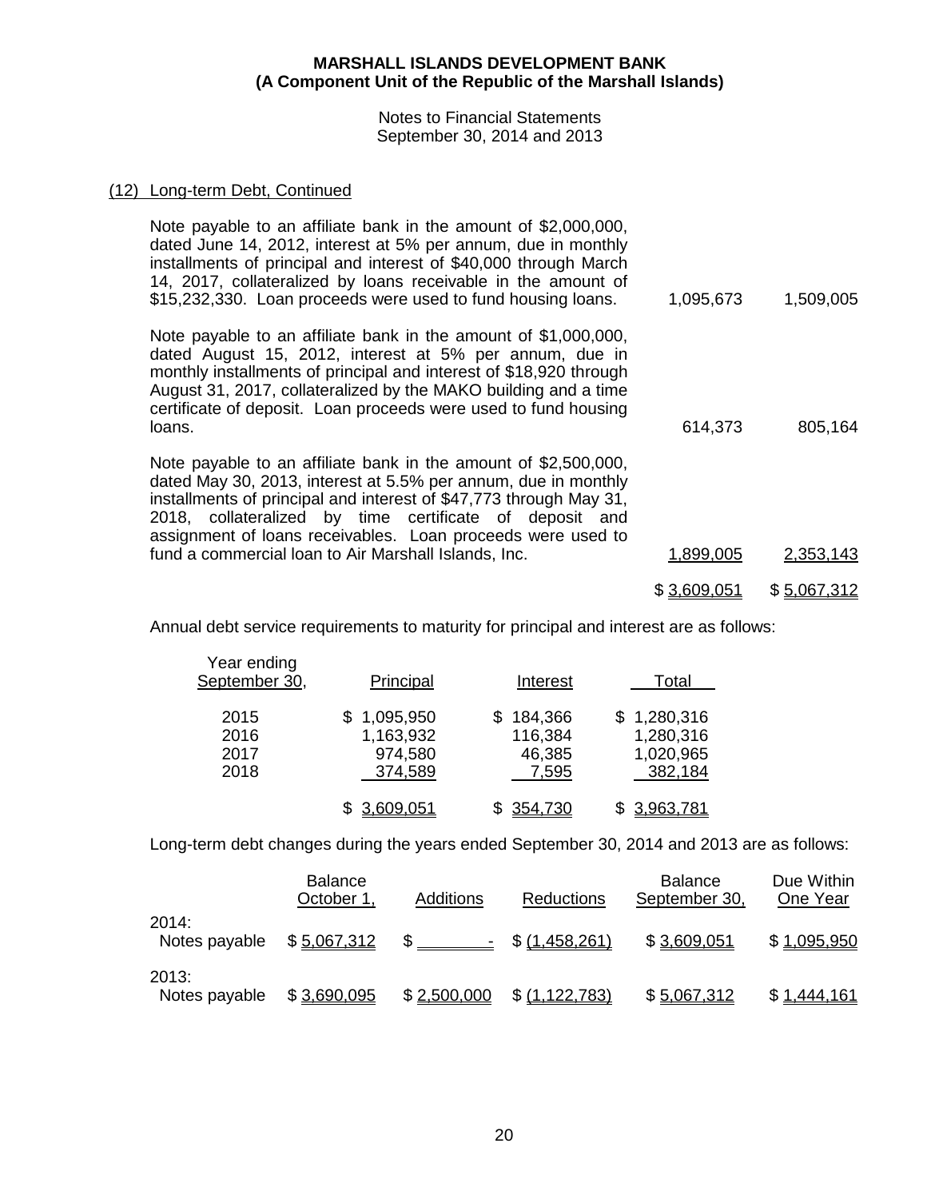**MARSHALL ISLANDS DEVELOPMENT BANK**
**(A Component Unit of the Republic of the Marshall Islands)**

Notes to Financial Statements
September 30, 2014 and 2013

## (12) Long-term Debt, Continued

| | 2014 | 2013 |
|---|---|---|
| Note payable to an affiliate bank in the amount of $2,000,000, dated June 14, 2012, interest at 5% per annum, due in monthly installments of principal and interest of $40,000 through March 14, 2017, collateralized by loans receivable in the amount of $15,232,330. Loan proceeds were used to fund housing loans. | 1,095,673 | 1,509,005 |
| Note payable to an affiliate bank in the amount of $1,000,000, dated August 15, 2012, interest at 5% per annum, due in monthly installments of principal and interest of $18,920 through August 31, 2017, collateralized by the MAKO building and a time certificate of deposit. Loan proceeds were used to fund housing loans. | 614,373 | 805,164 |
| Note payable to an affiliate bank in the amount of $2,500,000, dated May 30, 2013, interest at 5.5% per annum, due in monthly installments of principal and interest of $47,773 through May 31, 2018, collateralized by time certificate of deposit and assignment of loans receivables. Loan proceeds were used to fund a commercial loan to Air Marshall Islands, Inc. | 1,899,005 | 2,353,143 |
| | $ 3,609,051 | $ 5,067,312 |

Annual debt service requirements to maturity for principal and interest are as follows:

| Year ending September 30, | Principal | Interest | Total |
|---|---|---|---|
| 2015 | $ 1,095,950 | $ 184,366 | $ 1,280,316 |
| 2016 | 1,163,932 | 116,384 | 1,280,316 |
| 2017 | 974,580 | 46,385 | 1,020,965 |
| 2018 | 374,589 | 7,595 | 382,184 |
| | $ 3,609,051 | $ 354,730 | $ 3,963,781 |

Long-term debt changes during the years ended September 30, 2014 and 2013 are as follows:

| | Balance October 1, | Additions | Reductions | Balance September 30, | Due Within One Year |
|---|---|---|---|---|---|
| 2014: | | | | | |
| Notes payable | $ 5,067,312 | $ - | $ (1,458,261) | $ 3,609,051 | $ 1,095,950 |
| 2013: | | | | | |
| Notes payable | $ 3,690,095 | $ 2,500,000 | $ (1,122,783) | $ 5,067,312 | $ 1,444,161 |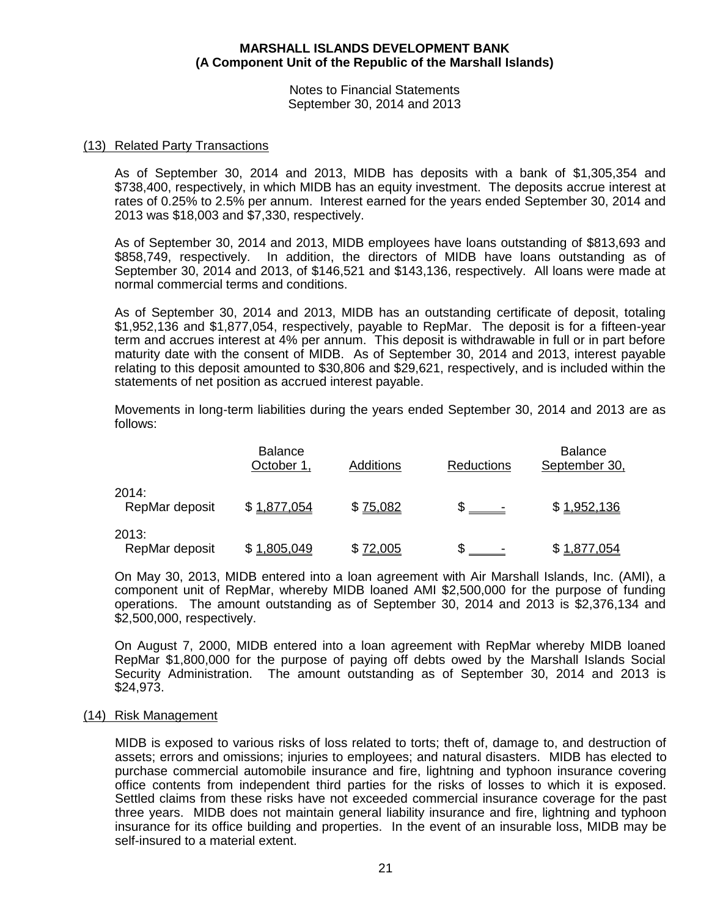MARSHALL ISLANDS DEVELOPMENT BANK
(A Component Unit of the Republic of the Marshall Islands)

Notes to Financial Statements
September 30, 2014 and 2013

## (13) Related Party Transactions

As of September 30, 2014 and 2013, MIDB has deposits with a bank of $1,305,354 and $738,400, respectively, in which MIDB has an equity investment. The deposits accrue interest at rates of 0.25% to 2.5% per annum. Interest earned for the years ended September 30, 2014 and 2013 was $18,003 and $7,330, respectively.

As of September 30, 2014 and 2013, MIDB employees have loans outstanding of $813,693 and $858,749, respectively. In addition, the directors of MIDB have loans outstanding as of September 30, 2014 and 2013, of $146,521 and $143,136, respectively. All loans were made at normal commercial terms and conditions.

As of September 30, 2014 and 2013, MIDB has an outstanding certificate of deposit, totaling $1,952,136 and $1,877,054, respectively, payable to RepMar. The deposit is for a fifteen-year term and accrues interest at 4% per annum. This deposit is withdrawable in full or in part before maturity date with the consent of MIDB. As of September 30, 2014 and 2013, interest payable relating to this deposit amounted to $30,806 and $29,621, respectively, and is included within the statements of net position as accrued interest payable.

Movements in long-term liabilities during the years ended September 30, 2014 and 2013 are as follows:

| | Balance October 1, | Additions | Reductions | Balance September 30, |
|---|---|---|---|---|
| 2014: | | | | |
| RepMar deposit | $ 1,877,054 | $ 75,082 | $ - | $ 1,952,136 |
| 2013: | | | | |
| RepMar deposit | $ 1,805,049 | $ 72,005 | $ - | $ 1,877,054 |

On May 30, 2013, MIDB entered into a loan agreement with Air Marshall Islands, Inc. (AMI), a component unit of RepMar, whereby MIDB loaned AMI $2,500,000 for the purpose of funding operations. The amount outstanding as of September 30, 2014 and 2013 is $2,376,134 and $2,500,000, respectively.

On August 7, 2000, MIDB entered into a loan agreement with RepMar whereby MIDB loaned RepMar $1,800,000 for the purpose of paying off debts owed by the Marshall Islands Social Security Administration. The amount outstanding as of September 30, 2014 and 2013 is $24,973.

## (14) Risk Management

MIDB is exposed to various risks of loss related to torts; theft of, damage to, and destruction of assets; errors and omissions; injuries to employees; and natural disasters. MIDB has elected to purchase commercial automobile insurance and fire, lightning and typhoon insurance covering office contents from independent third parties for the risks of losses to which it is exposed. Settled claims from these risks have not exceeded commercial insurance coverage for the past three years. MIDB does not maintain general liability insurance and fire, lightning and typhoon insurance for its office building and properties. In the event of an insurable loss, MIDB may be self-insured to a material extent.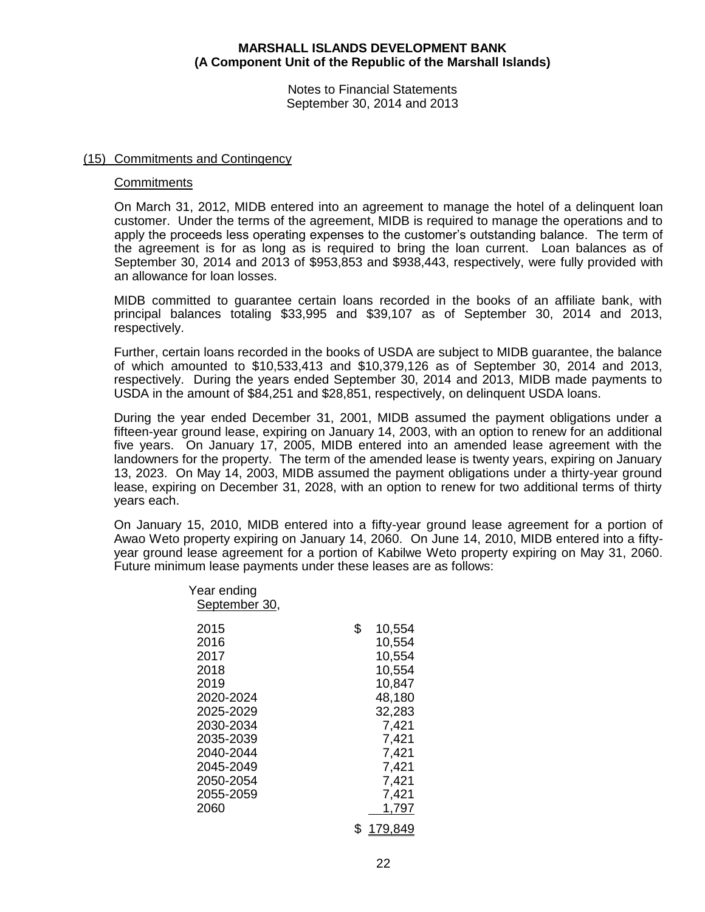**MARSHALL ISLANDS DEVELOPMENT BANK**
**(A Component Unit of the Republic of the Marshall Islands)**

Notes to Financial Statements
September 30, 2014 and 2013

## (15) Commitments and Contingency

### Commitments

On March 31, 2012, MIDB entered into an agreement to manage the hotel of a delinquent loan customer. Under the terms of the agreement, MIDB is required to manage the operations and to apply the proceeds less operating expenses to the customer's outstanding balance. The term of the agreement is for as long as is required to bring the loan current. Loan balances as of September 30, 2014 and 2013 of $953,853 and $938,443, respectively, were fully provided with an allowance for loan losses.

MIDB committed to guarantee certain loans recorded in the books of an affiliate bank, with principal balances totaling $33,995 and $39,107 as of September 30, 2014 and 2013, respectively.

Further, certain loans recorded in the books of USDA are subject to MIDB guarantee, the balance of which amounted to $10,533,413 and $10,379,126 as of September 30, 2014 and 2013, respectively. During the years ended September 30, 2014 and 2013, MIDB made payments to USDA in the amount of $84,251 and $28,851, respectively, on delinquent USDA loans.

During the year ended December 31, 2001, MIDB assumed the payment obligations under a fifteen-year ground lease, expiring on January 14, 2003, with an option to renew for an additional five years. On January 17, 2005, MIDB entered into an amended lease agreement with the landowners for the property. The term of the amended lease is twenty years, expiring on January 13, 2023. On May 14, 2003, MIDB assumed the payment obligations under a thirty-year ground lease, expiring on December 31, 2028, with an option to renew for two additional terms of thirty years each.

On January 15, 2010, MIDB entered into a fifty-year ground lease agreement for a portion of Awao Weto property expiring on January 14, 2060. On June 14, 2010, MIDB entered into a fifty-year ground lease agreement for a portion of Kabilwe Weto property expiring on May 31, 2060. Future minimum lease payments under these leases are as follows:

| Year ending September 30, | |
|---|---|
| 2015 | $ 10,554 |
| 2016 | 10,554 |
| 2017 | 10,554 |
| 2018 | 10,554 |
| 2019 | 10,847 |
| 2020-2024 | 48,180 |
| 2025-2029 | 32,283 |
| 2030-2034 | 7,421 |
| 2035-2039 | 7,421 |
| 2040-2044 | 7,421 |
| 2045-2049 | 7,421 |
| 2050-2054 | 7,421 |
| 2055-2059 | 7,421 |
| 2060 | 1,797 |
| | $ 179,849 |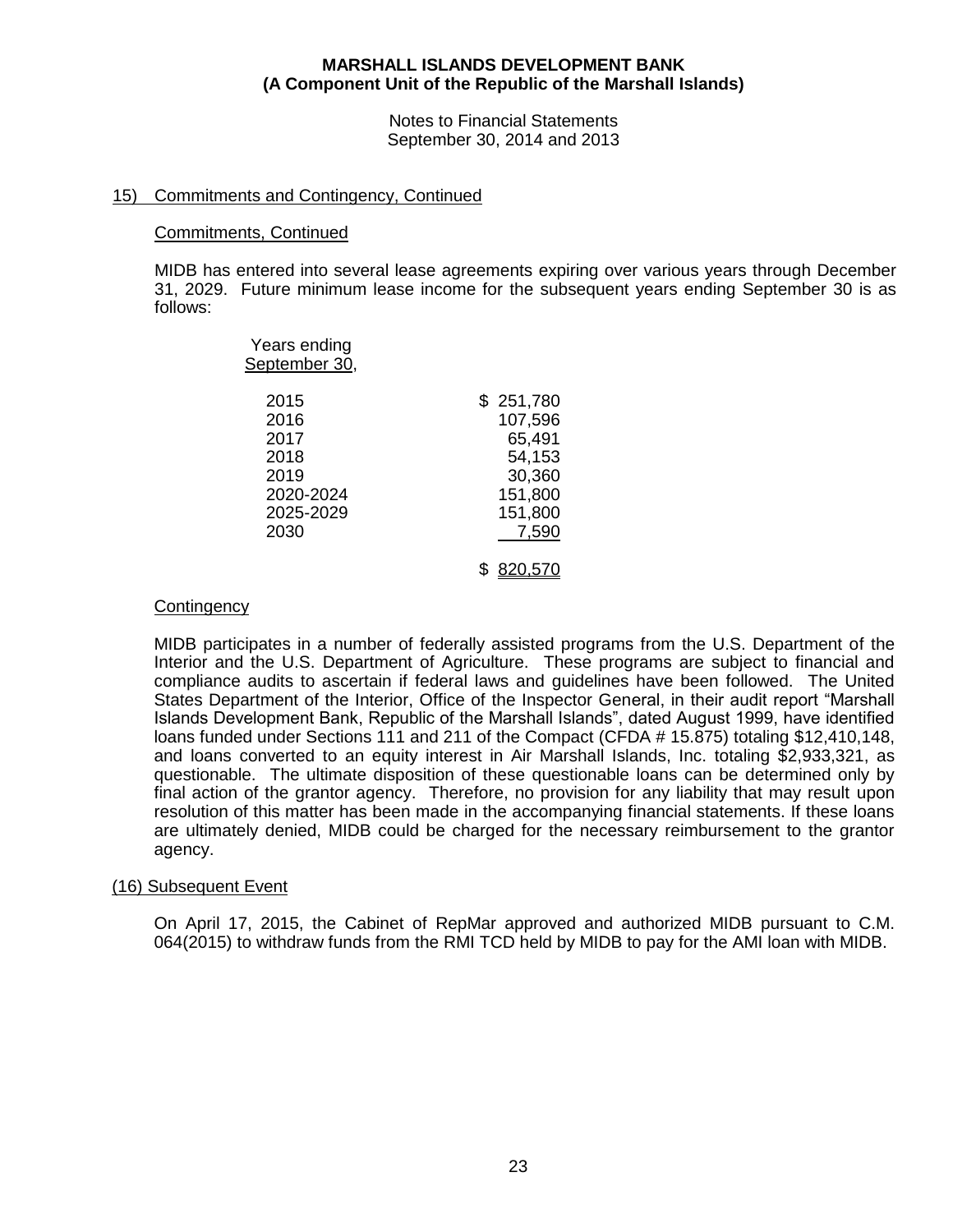MARSHALL ISLANDS DEVELOPMENT BANK
(A Component Unit of the Republic of the Marshall Islands)

Notes to Financial Statements
September 30, 2014 and 2013

## 15) Commitments and Contingency, Continued

### Commitments, Continued

MIDB has entered into several lease agreements expiring over various years through December 31, 2029. Future minimum lease income for the subsequent years ending September 30 is as follows:

| Years ending September 30, | |
|---|---|
| 2015 | $ 251,780 |
| 2016 | 107,596 |
| 2017 | 65,491 |
| 2018 | 54,153 |
| 2019 | 30,360 |
| 2020-2024 | 151,800 |
| 2025-2029 | 151,800 |
| 2030 | 7,590 |
| | $ 820,570 |

### Contingency

MIDB participates in a number of federally assisted programs from the U.S. Department of the Interior and the U.S. Department of Agriculture. These programs are subject to financial and compliance audits to ascertain if federal laws and guidelines have been followed. The United States Department of the Interior, Office of the Inspector General, in their audit report "Marshall Islands Development Bank, Republic of the Marshall Islands", dated August 1999, have identified loans funded under Sections 111 and 211 of the Compact (CFDA # 15.875) totaling $12,410,148, and loans converted to an equity interest in Air Marshall Islands, Inc. totaling $2,933,321, as questionable. The ultimate disposition of these questionable loans can be determined only by final action of the grantor agency. Therefore, no provision for any liability that may result upon resolution of this matter has been made in the accompanying financial statements. If these loans are ultimately denied, MIDB could be charged for the necessary reimbursement to the grantor agency.

## (16) Subsequent Event

On April 17, 2015, the Cabinet of RepMar approved and authorized MIDB pursuant to C.M. 064(2015) to withdraw funds from the RMI TCD held by MIDB to pay for the AMI loan with MIDB.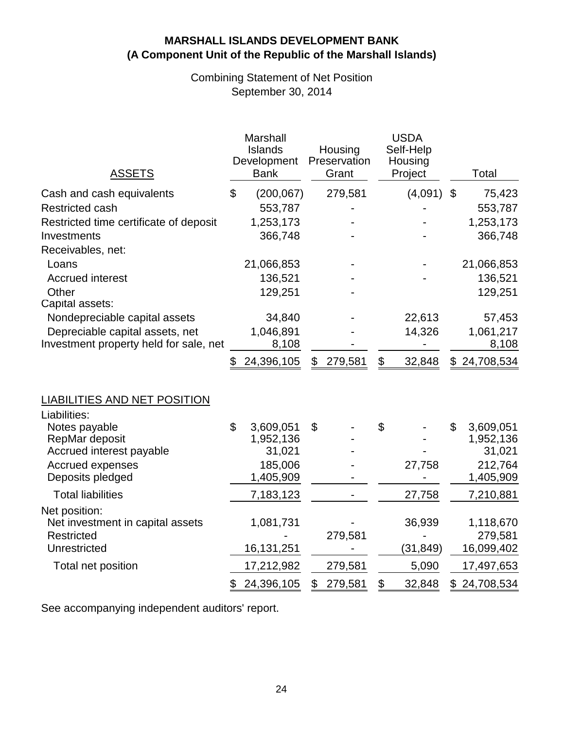# MARSHALL ISLANDS DEVELOPMENT BANK
## (A Component Unit of the Republic of the Marshall Islands)

Combining Statement of Net Position
September 30, 2014

| ASSETS | Marshall Islands Development Bank | Housing Preservation Grant | USDA Self-Help Housing Project | Total |
|---|---|---|---|---|
| Cash and cash equivalents | $ (200,067) | 279,581 | (4,091) | $ 75,423 |
| Restricted cash | 553,787 | - | - | 553,787 |
| Restricted time certificate of deposit | 1,253,173 | - | - | 1,253,173 |
| Investments | 366,748 | - | - | 366,748 |
| Receivables, net: | | | | |
| Loans | 21,066,853 | - | - | 21,066,853 |
| Accrued interest | 136,521 | - | - | 136,521 |
| Other | 129,251 | - | | 129,251 |
| Capital assets: | | | | |
| Nondepreciable capital assets | 34,840 | - | 22,613 | 57,453 |
| Depreciable capital assets, net | 1,046,891 | - | 14,326 | 1,061,217 |
| Investment property held for sale, net | 8,108 | - | - | 8,108 |
| | $ 24,396,105 | $ 279,581 | $ 32,848 | $ 24,708,534 |

| LIABILITIES AND NET POSITION | Marshall Islands Development Bank | Housing Preservation Grant | USDA Self-Help Housing Project | Total |
|---|---|---|---|---|
| Liabilities: | | | | |
| Notes payable | $ 3,609,051 | $ - | $ - | $ 3,609,051 |
| RepMar deposit | 1,952,136 | - | - | 1,952,136 |
| Accrued interest payable | 31,021 | - | - | 31,021 |
| Accrued expenses | 185,006 | - | 27,758 | 212,764 |
| Deposits pledged | 1,405,909 | - | - | 1,405,909 |
| Total liabilities | 7,183,123 | - | 27,758 | 7,210,881 |
| Net position: | | | | |
| Net investment in capital assets | 1,081,731 | - | 36,939 | 1,118,670 |
| Restricted | - | 279,581 | - | 279,581 |
| Unrestricted | 16,131,251 | - | (31,849) | 16,099,402 |
| Total net position | 17,212,982 | 279,581 | 5,090 | 17,497,653 |
| | $ 24,396,105 | $ 279,581 | $ 32,848 | $ 24,708,534 |

See accompanying independent auditors' report.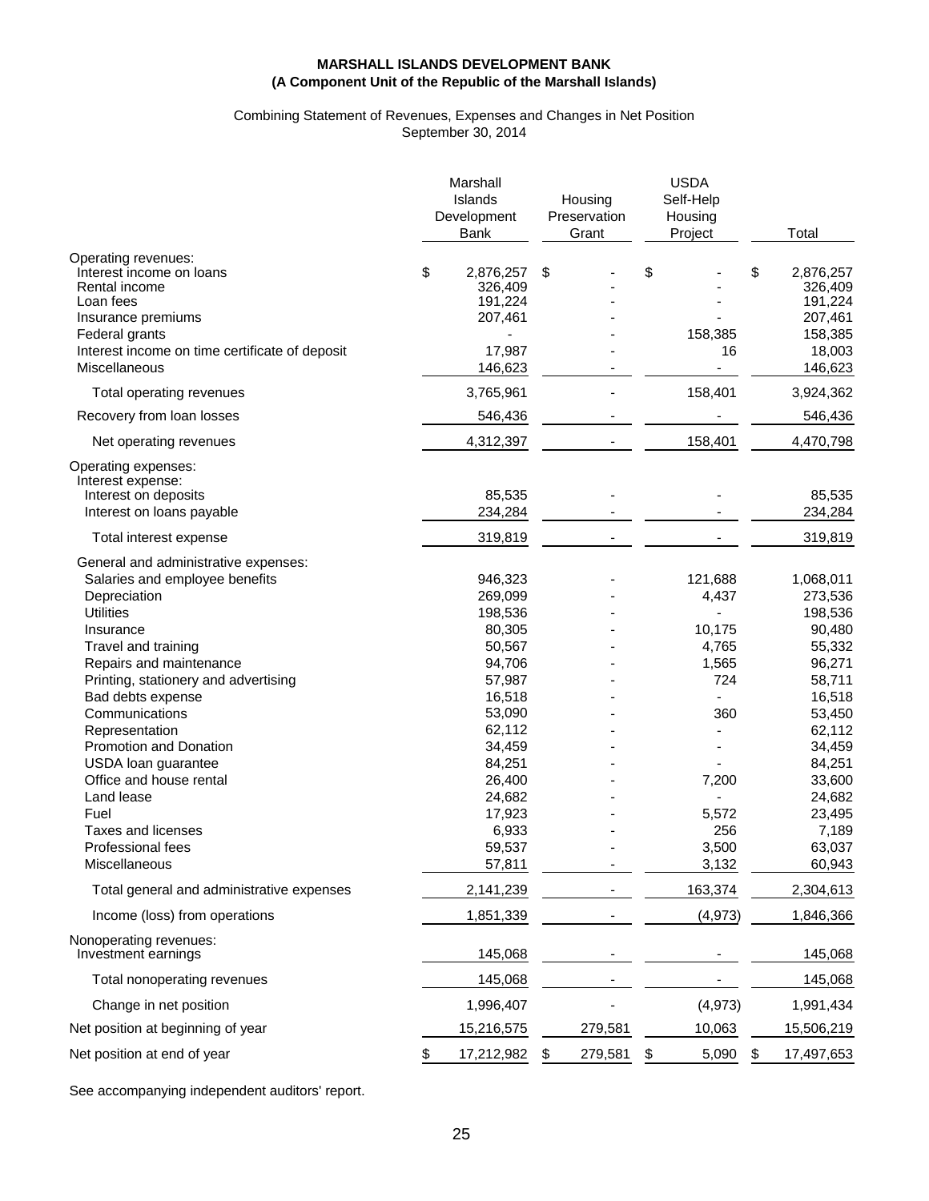**MARSHALL ISLANDS DEVELOPMENT BANK**
**(A Component Unit of the Republic of the Marshall Islands)**

Combining Statement of Revenues, Expenses and Changes in Net Position
September 30, 2014

| | Marshall Islands Development Bank | Housing Preservation Grant | USDA Self-Help Housing Project | Total |
|---|---|---|---|---|
| Operating revenues: | | | | |
| Interest income on loans | $ 2,876,257 | $ - | $ - | $ 2,876,257 |
| Rental income | 326,409 | - | - | 326,409 |
| Loan fees | 191,224 | - | - | 191,224 |
| Insurance premiums | 207,461 | - | - | 207,461 |
| Federal grants | - | - | 158,385 | 158,385 |
| Interest income on time certificate of deposit | 17,987 | - | 16 | 18,003 |
| Miscellaneous | 146,623 | - | - | 146,623 |
| Total operating revenues | 3,765,961 | - | 158,401 | 3,924,362 |
| Recovery from loan losses | 546,436 | - | - | 546,436 |
| Net operating revenues | 4,312,397 | - | 158,401 | 4,470,798 |
| Operating expenses: | | | | |
| Interest expense: | | | | |
| Interest on deposits | 85,535 | - | - | 85,535 |
| Interest on loans payable | 234,284 | - | - | 234,284 |
| Total interest expense | 319,819 | - | - | 319,819 |
| General and administrative expenses: | | | | |
| Salaries and employee benefits | 946,323 | - | 121,688 | 1,068,011 |
| Depreciation | 269,099 | - | 4,437 | 273,536 |
| Utilities | 198,536 | - | - | 198,536 |
| Insurance | 80,305 | - | 10,175 | 90,480 |
| Travel and training | 50,567 | - | 4,765 | 55,332 |
| Repairs and maintenance | 94,706 | - | 1,565 | 96,271 |
| Printing, stationery and advertising | 57,987 | - | 724 | 58,711 |
| Bad debts expense | 16,518 | - | - | 16,518 |
| Communications | 53,090 | - | 360 | 53,450 |
| Representation | 62,112 | - | - | 62,112 |
| Promotion and Donation | 34,459 | - | - | 34,459 |
| USDA loan guarantee | 84,251 | - | - | 84,251 |
| Office and house rental | 26,400 | - | 7,200 | 33,600 |
| Land lease | 24,682 | - | - | 24,682 |
| Fuel | 17,923 | - | 5,572 | 23,495 |
| Taxes and licenses | 6,933 | - | 256 | 7,189 |
| Professional fees | 59,537 | - | 3,500 | 63,037 |
| Miscellaneous | 57,811 | - | 3,132 | 60,943 |
| Total general and administrative expenses | 2,141,239 | - | 163,374 | 2,304,613 |
| Income (loss) from operations | 1,851,339 | - | (4,973) | 1,846,366 |
| Nonoperating revenues: | | | | |
| Investment earnings | 145,068 | - | - | 145,068 |
| Total nonoperating revenues | 145,068 | - | - | 145,068 |
| Change in net position | 1,996,407 | - | (4,973) | 1,991,434 |
| Net position at beginning of year | 15,216,575 | 279,581 | 10,063 | 15,506,219 |
| Net position at end of year | $ 17,212,982 | $ 279,581 | $ 5,090 | $ 17,497,653 |

See accompanying independent auditors' report.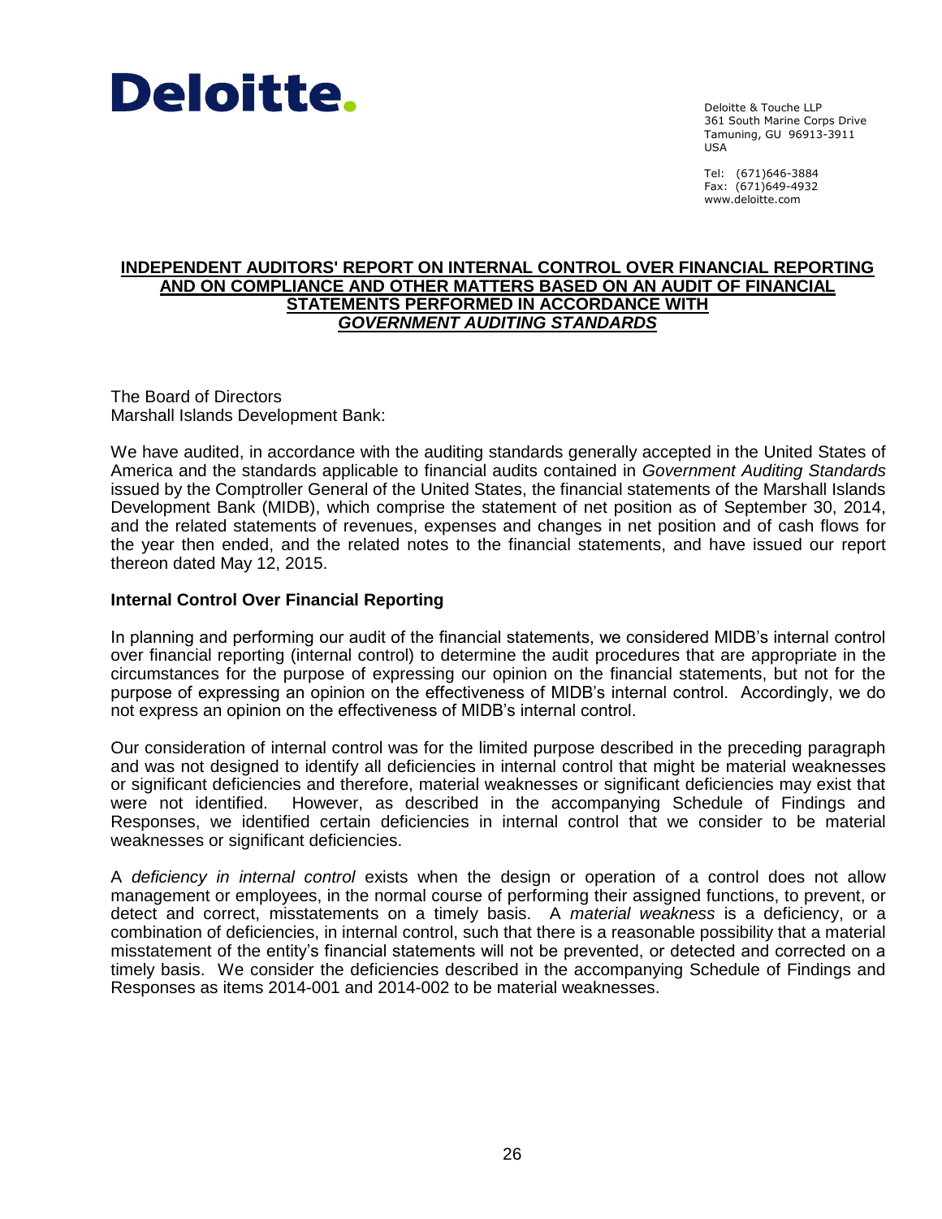**Deloitte.**

Deloitte & Touche LLP
361 South Marine Corps Drive
Tamuning, GU 96913-3911
USA

Tel: (671)646-3884
Fax: (671)649-4932
www.deloitte.com

## INDEPENDENT AUDITORS' REPORT ON INTERNAL CONTROL OVER FINANCIAL REPORTING AND ON COMPLIANCE AND OTHER MATTERS BASED ON AN AUDIT OF FINANCIAL STATEMENTS PERFORMED IN ACCORDANCE WITH *GOVERNMENT AUDITING STANDARDS*

The Board of Directors
Marshall Islands Development Bank:

We have audited, in accordance with the auditing standards generally accepted in the United States of America and the standards applicable to financial audits contained in *Government Auditing Standards* issued by the Comptroller General of the United States, the financial statements of the Marshall Islands Development Bank (MIDB), which comprise the statement of net position as of September 30, 2014, and the related statements of revenues, expenses and changes in net position and of cash flows for the year then ended, and the related notes to the financial statements, and have issued our report thereon dated May 12, 2015.

### Internal Control Over Financial Reporting

In planning and performing our audit of the financial statements, we considered MIDB's internal control over financial reporting (internal control) to determine the audit procedures that are appropriate in the circumstances for the purpose of expressing our opinion on the financial statements, but not for the purpose of expressing an opinion on the effectiveness of MIDB's internal control. Accordingly, we do not express an opinion on the effectiveness of MIDB's internal control.

Our consideration of internal control was for the limited purpose described in the preceding paragraph and was not designed to identify all deficiencies in internal control that might be material weaknesses or significant deficiencies and therefore, material weaknesses or significant deficiencies may exist that were not identified. However, as described in the accompanying Schedule of Findings and Responses, we identified certain deficiencies in internal control that we consider to be material weaknesses or significant deficiencies.

A *deficiency in internal control* exists when the design or operation of a control does not allow management or employees, in the normal course of performing their assigned functions, to prevent, or detect and correct, misstatements on a timely basis. A *material weakness* is a deficiency, or a combination of deficiencies, in internal control, such that there is a reasonable possibility that a material misstatement of the entity's financial statements will not be prevented, or detected and corrected on a timely basis. We consider the deficiencies described in the accompanying Schedule of Findings and Responses as items 2014-001 and 2014-002 to be material weaknesses.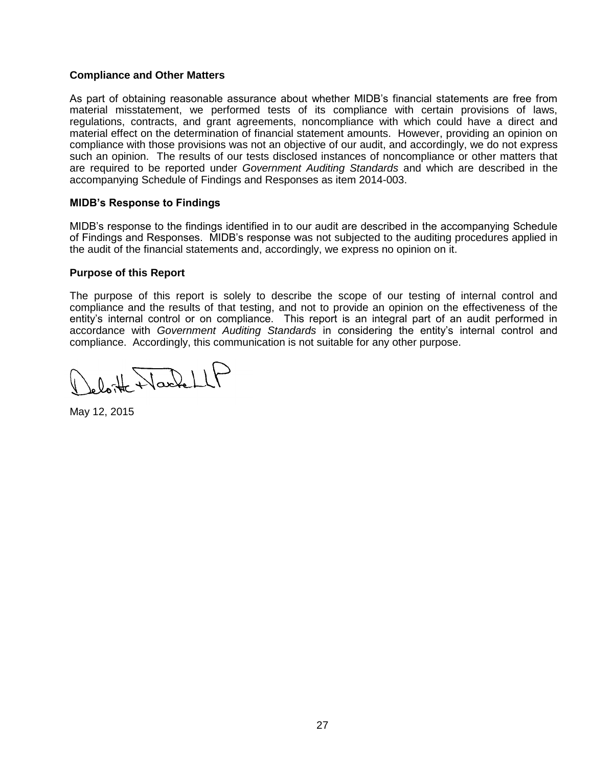**Compliance and Other Matters**

As part of obtaining reasonable assurance about whether MIDB's financial statements are free from material misstatement, we performed tests of its compliance with certain provisions of laws, regulations, contracts, and grant agreements, noncompliance with which could have a direct and material effect on the determination of financial statement amounts. However, providing an opinion on compliance with those provisions was not an objective of our audit, and accordingly, we do not express such an opinion. The results of our tests disclosed instances of noncompliance or other matters that are required to be reported under *Government Auditing Standards* and which are described in the accompanying Schedule of Findings and Responses as item 2014-003.

**MIDB's Response to Findings**

MIDB's response to the findings identified in to our audit are described in the accompanying Schedule of Findings and Responses. MIDB's response was not subjected to the auditing procedures applied in the audit of the financial statements and, accordingly, we express no opinion on it.

**Purpose of this Report**

The purpose of this report is solely to describe the scope of our testing of internal control and compliance and the results of that testing, and not to provide an opinion on the effectiveness of the entity's internal control or on compliance. This report is an integral part of an audit performed in accordance with *Government Auditing Standards* in considering the entity's internal control and compliance. Accordingly, this communication is not suitable for any other purpose.

Deloitte & Touche LLP

May 12, 2015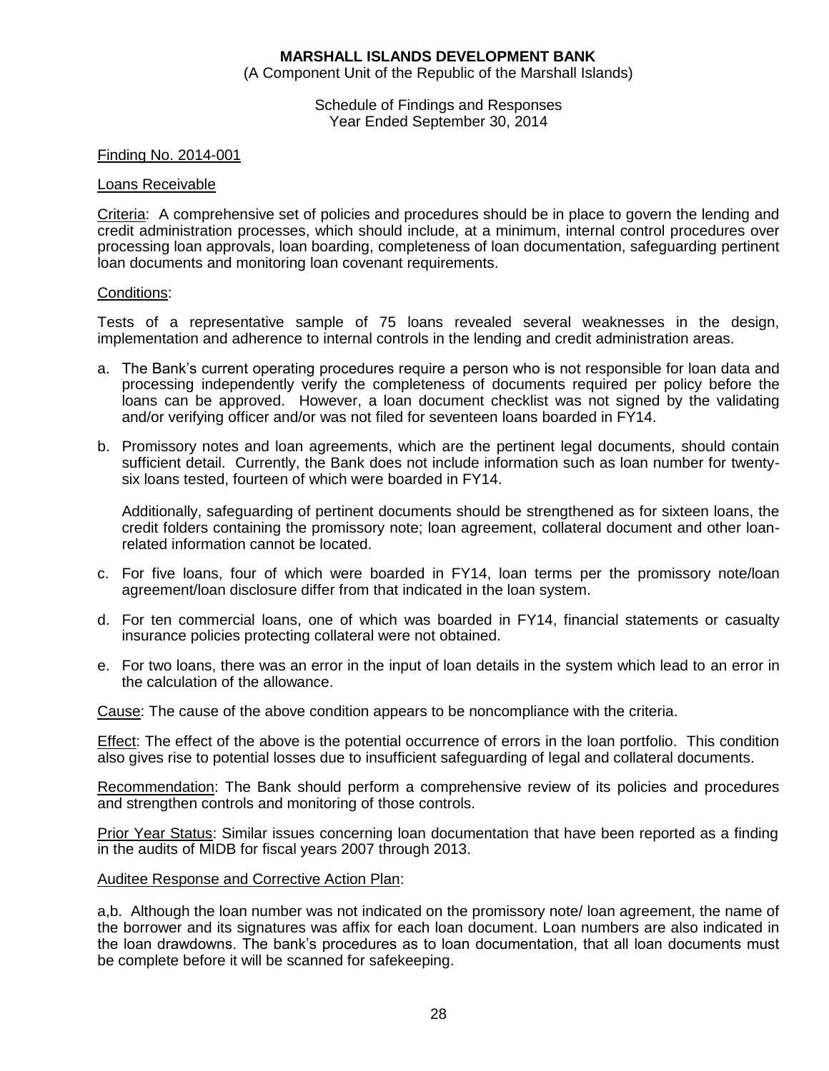**MARSHALL ISLANDS DEVELOPMENT BANK**
(A Component Unit of the Republic of the Marshall Islands)

Schedule of Findings and Responses
Year Ended September 30, 2014

Finding No. 2014-001

Loans Receivable

Criteria: A comprehensive set of policies and procedures should be in place to govern the lending and credit administration processes, which should include, at a minimum, internal control procedures over processing loan approvals, loan boarding, completeness of loan documentation, safeguarding pertinent loan documents and monitoring loan covenant requirements.

Conditions:

Tests of a representative sample of 75 loans revealed several weaknesses in the design, implementation and adherence to internal controls in the lending and credit administration areas.

a. The Bank's current operating procedures require a person who is not responsible for loan data and processing independently verify the completeness of documents required per policy before the loans can be approved. However, a loan document checklist was not signed by the validating and/or verifying officer and/or was not filed for seventeen loans boarded in FY14.

b. Promissory notes and loan agreements, which are the pertinent legal documents, should contain sufficient detail. Currently, the Bank does not include information such as loan number for twenty-six loans tested, fourteen of which were boarded in FY14.

   Additionally, safeguarding of pertinent documents should be strengthened as for sixteen loans, the credit folders containing the promissory note; loan agreement, collateral document and other loan-related information cannot be located.

c. For five loans, four of which were boarded in FY14, loan terms per the promissory note/loan agreement/loan disclosure differ from that indicated in the loan system.

d. For ten commercial loans, one of which was boarded in FY14, financial statements or casualty insurance policies protecting collateral were not obtained.

e. For two loans, there was an error in the input of loan details in the system which lead to an error in the calculation of the allowance.

Cause: The cause of the above condition appears to be noncompliance with the criteria.

Effect: The effect of the above is the potential occurrence of errors in the loan portfolio. This condition also gives rise to potential losses due to insufficient safeguarding of legal and collateral documents.

Recommendation: The Bank should perform a comprehensive review of its policies and procedures and strengthen controls and monitoring of those controls.

Prior Year Status: Similar issues concerning loan documentation that have been reported as a finding in the audits of MIDB for fiscal years 2007 through 2013.

Auditee Response and Corrective Action Plan:

a,b. Although the loan number was not indicated on the promissory note/ loan agreement, the name of the borrower and its signatures was affix for each loan document. Loan numbers are also indicated in the loan drawdowns. The bank's procedures as to loan documentation, that all loan documents must be complete before it will be scanned for safekeeping.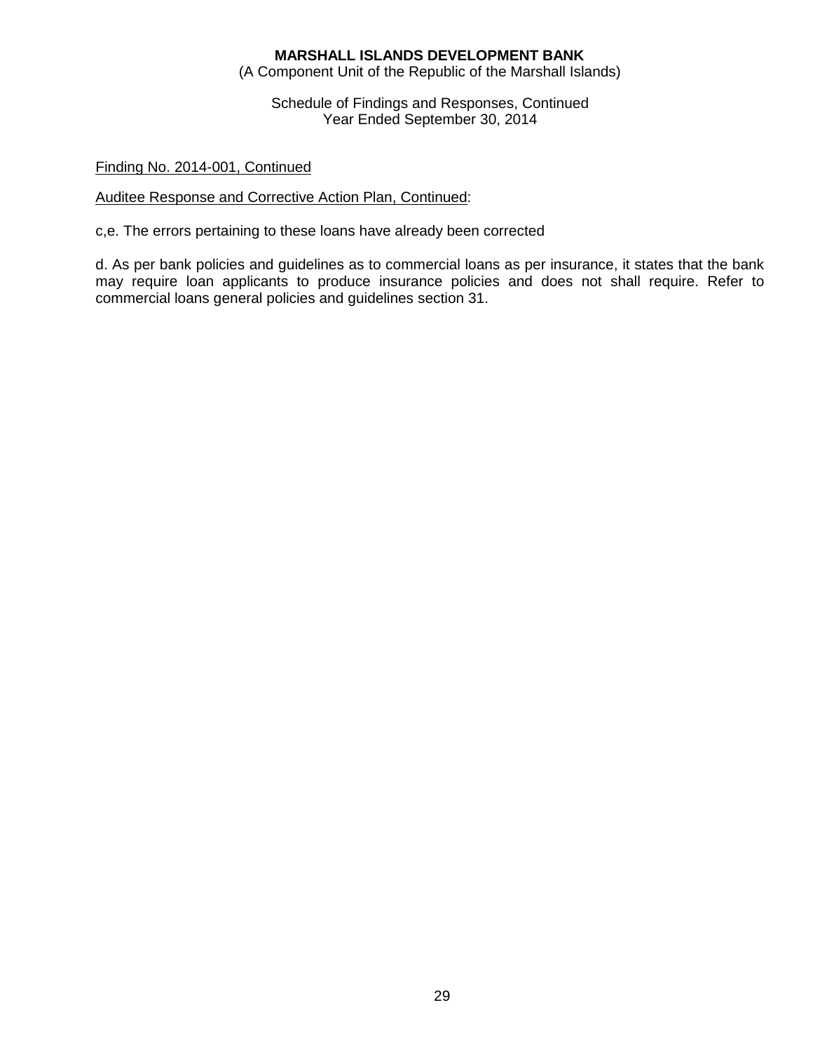**MARSHALL ISLANDS DEVELOPMENT BANK**
(A Component Unit of the Republic of the Marshall Islands)

Schedule of Findings and Responses, Continued
Year Ended September 30, 2014

Finding No. 2014-001, Continued

Auditee Response and Corrective Action Plan, Continued:

c,e. The errors pertaining to these loans have already been corrected

d. As per bank policies and guidelines as to commercial loans as per insurance, it states that the bank may require loan applicants to produce insurance policies and does not shall require. Refer to commercial loans general policies and guidelines section 31.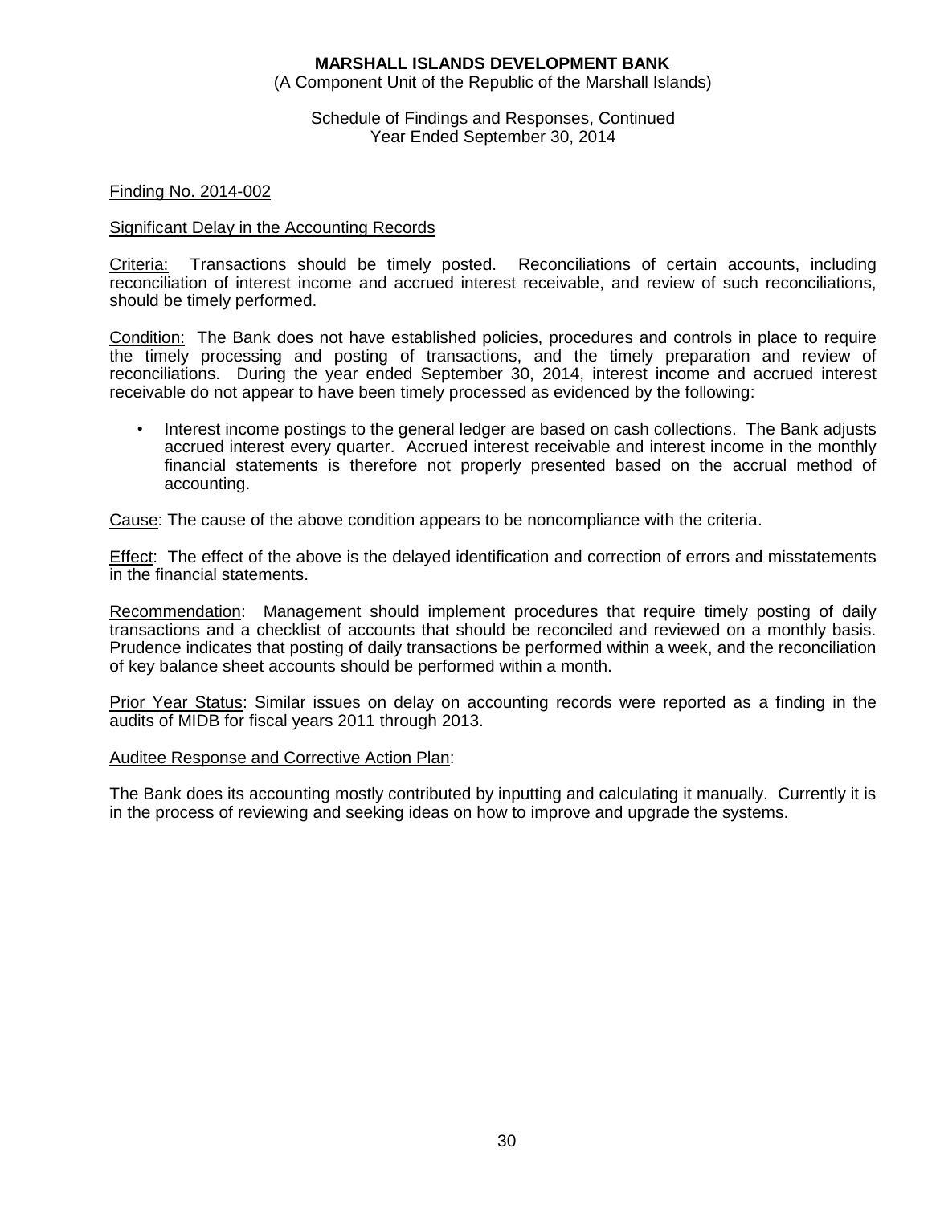**MARSHALL ISLANDS DEVELOPMENT BANK**
(A Component Unit of the Republic of the Marshall Islands)

Schedule of Findings and Responses, Continued
Year Ended September 30, 2014

Finding No. 2014-002

Significant Delay in the Accounting Records

Criteria: Transactions should be timely posted. Reconciliations of certain accounts, including reconciliation of interest income and accrued interest receivable, and review of such reconciliations, should be timely performed.

Condition: The Bank does not have established policies, procedures and controls in place to require the timely processing and posting of transactions, and the timely preparation and review of reconciliations. During the year ended September 30, 2014, interest income and accrued interest receivable do not appear to have been timely processed as evidenced by the following:

- Interest income postings to the general ledger are based on cash collections. The Bank adjusts accrued interest every quarter. Accrued interest receivable and interest income in the monthly financial statements is therefore not properly presented based on the accrual method of accounting.

Cause: The cause of the above condition appears to be noncompliance with the criteria.

Effect: The effect of the above is the delayed identification and correction of errors and misstatements in the financial statements.

Recommendation: Management should implement procedures that require timely posting of daily transactions and a checklist of accounts that should be reconciled and reviewed on a monthly basis. Prudence indicates that posting of daily transactions be performed within a week, and the reconciliation of key balance sheet accounts should be performed within a month.

Prior Year Status: Similar issues on delay on accounting records were reported as a finding in the audits of MIDB for fiscal years 2011 through 2013.

Auditee Response and Corrective Action Plan:

The Bank does its accounting mostly contributed by inputting and calculating it manually. Currently it is in the process of reviewing and seeking ideas on how to improve and upgrade the systems.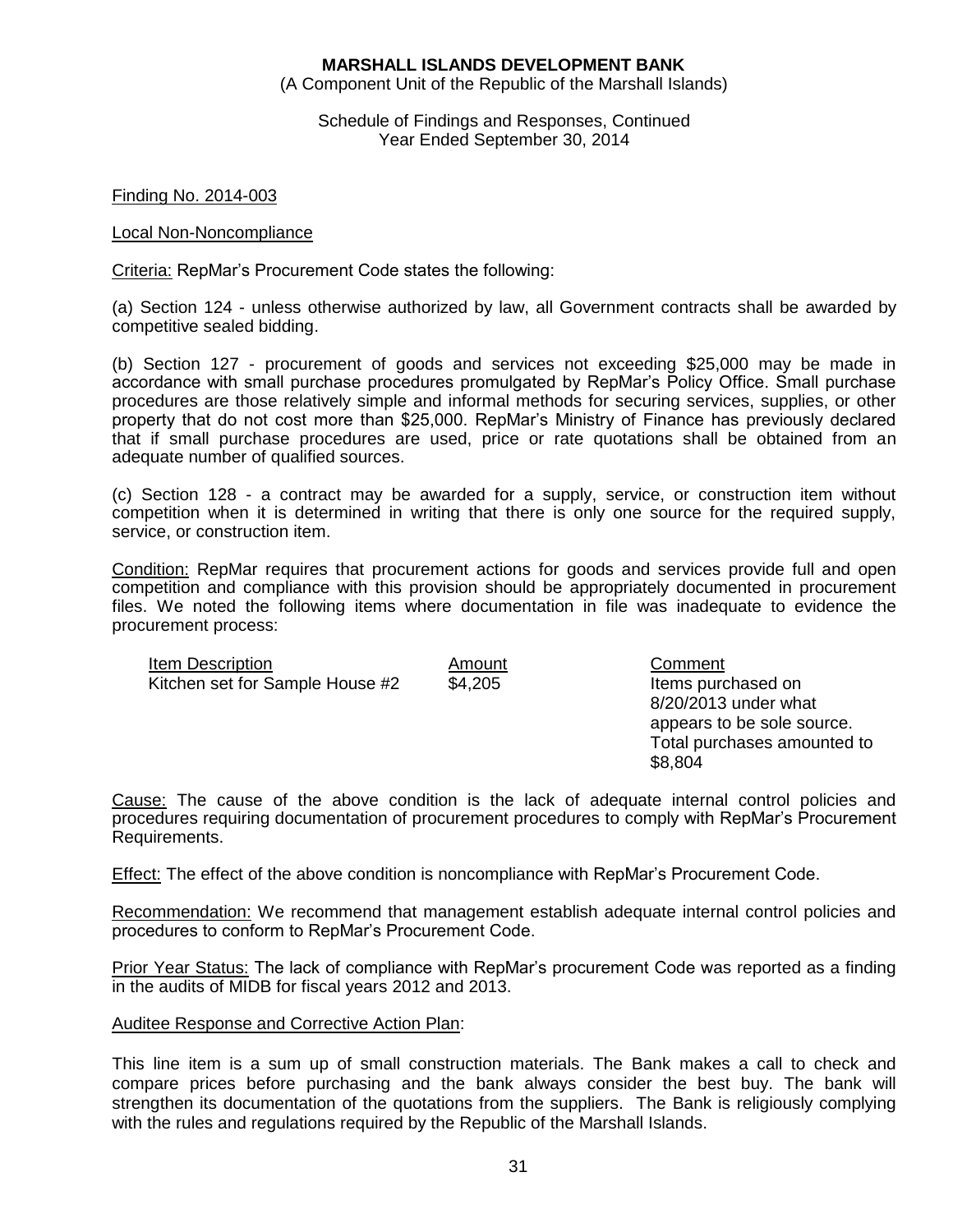# MARSHALL ISLANDS DEVELOPMENT BANK

(A Component Unit of the Republic of the Marshall Islands)

Schedule of Findings and Responses, Continued
Year Ended September 30, 2014

Finding No. 2014-003

Local Non-Noncompliance

Criteria: RepMar's Procurement Code states the following:

(a) Section 124 - unless otherwise authorized by law, all Government contracts shall be awarded by competitive sealed bidding.

(b) Section 127 - procurement of goods and services not exceeding $25,000 may be made in accordance with small purchase procedures promulgated by RepMar's Policy Office. Small purchase procedures are those relatively simple and informal methods for securing services, supplies, or other property that do not cost more than $25,000. RepMar's Ministry of Finance has previously declared that if small purchase procedures are used, price or rate quotations shall be obtained from an adequate number of qualified sources.

(c) Section 128 - a contract may be awarded for a supply, service, or construction item without competition when it is determined in writing that there is only one source for the required supply, service, or construction item.

Condition: RepMar requires that procurement actions for goods and services provide full and open competition and compliance with this provision should be appropriately documented in procurement files. We noted the following items where documentation in file was inadequate to evidence the procurement process:

| Item Description | Amount | Comment |
|---|---|---|
| Kitchen set for Sample House #2 | $4,205 | Items purchased on 8/20/2013 under what appears to be sole source. Total purchases amounted to $8,804 |

Cause: The cause of the above condition is the lack of adequate internal control policies and procedures requiring documentation of procurement procedures to comply with RepMar's Procurement Requirements.

Effect: The effect of the above condition is noncompliance with RepMar's Procurement Code.

Recommendation: We recommend that management establish adequate internal control policies and procedures to conform to RepMar's Procurement Code.

Prior Year Status: The lack of compliance with RepMar's procurement Code was reported as a finding in the audits of MIDB for fiscal years 2012 and 2013.

Auditee Response and Corrective Action Plan:

This line item is a sum up of small construction materials. The Bank makes a call to check and compare prices before purchasing and the bank always consider the best buy. The bank will strengthen its documentation of the quotations from the suppliers. The Bank is religiously complying with the rules and regulations required by the Republic of the Marshall Islands.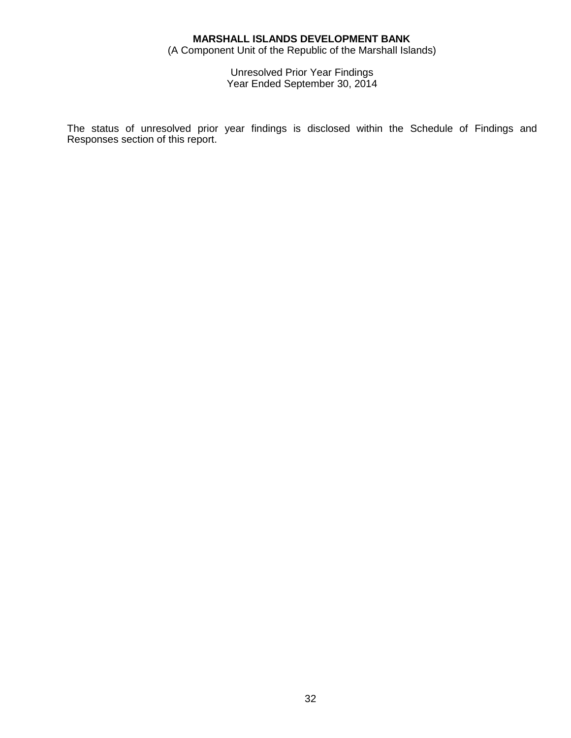**MARSHALL ISLANDS DEVELOPMENT BANK**
(A Component Unit of the Republic of the Marshall Islands)

Unresolved Prior Year Findings
Year Ended September 30, 2014

The status of unresolved prior year findings is disclosed within the Schedule of Findings and Responses section of this report.